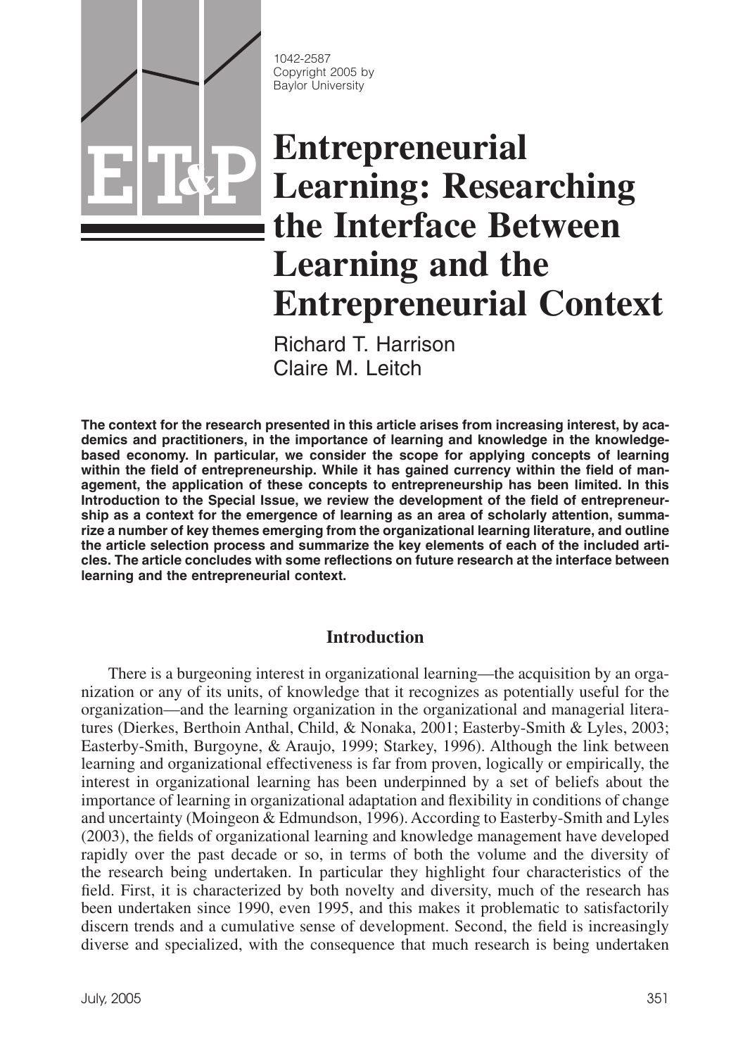1042-2587
Copyright 2005 by
Baylor University

# Entrepreneurial Learning: Researching the Interface Between Learning and the Entrepreneurial Context

Richard T. Harrison
Claire M. Leitch

**The context for the research presented in this article arises from increasing interest, by academics and practitioners, in the importance of learning and knowledge in the knowledge-based economy. In particular, we consider the scope for applying concepts of learning within the field of entrepreneurship. While it has gained currency within the field of management, the application of these concepts to entrepreneurship has been limited. In this Introduction to the Special Issue, we review the development of the field of entrepreneurship as a context for the emergence of learning as an area of scholarly attention, summarize a number of key themes emerging from the organizational learning literature, and outline the article selection process and summarize the key elements of each of the included articles. The article concludes with some reflections on future research at the interface between learning and the entrepreneurial context.**

## Introduction

There is a burgeoning interest in organizational learning—the acquisition by an organization or any of its units, of knowledge that it recognizes as potentially useful for the organization—and the learning organization in the organizational and managerial literatures (Dierkes, Berthoin Anthal, Child, & Nonaka, 2001; Easterby-Smith & Lyles, 2003; Easterby-Smith, Burgoyne, & Araujo, 1999; Starkey, 1996). Although the link between learning and organizational effectiveness is far from proven, logically or empirically, the interest in organizational learning has been underpinned by a set of beliefs about the importance of learning in organizational adaptation and flexibility in conditions of change and uncertainty (Moingeon & Edmundson, 1996). According to Easterby-Smith and Lyles (2003), the fields of organizational learning and knowledge management have developed rapidly over the past decade or so, in terms of both the volume and the diversity of the research being undertaken. In particular they highlight four characteristics of the field. First, it is characterized by both novelty and diversity, much of the research has been undertaken since 1990, even 1995, and this makes it problematic to satisfactorily discern trends and a cumulative sense of development. Second, the field is increasingly diverse and specialized, with the consequence that much research is being undertaken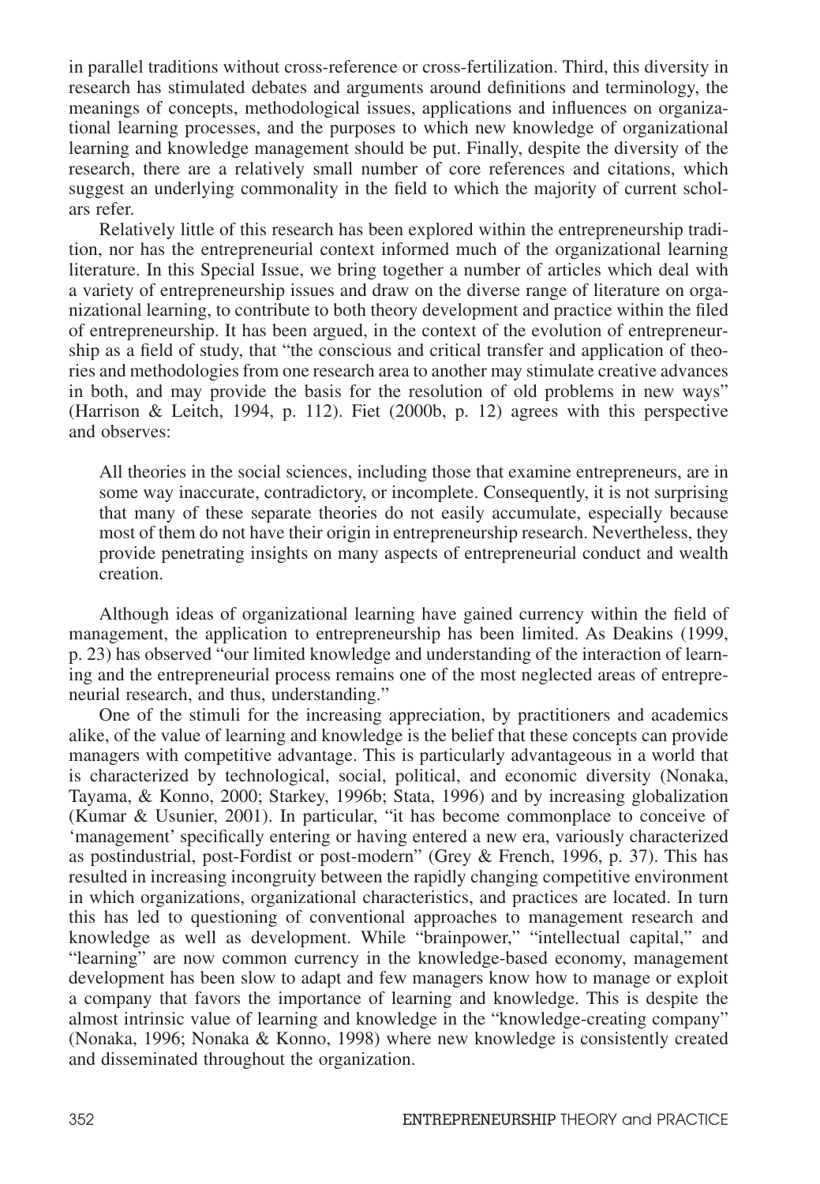in parallel traditions without cross-reference or cross-fertilization. Third, this diversity in research has stimulated debates and arguments around definitions and terminology, the meanings of concepts, methodological issues, applications and influences on organizational learning processes, and the purposes to which new knowledge of organizational learning and knowledge management should be put. Finally, despite the diversity of the research, there are a relatively small number of core references and citations, which suggest an underlying commonality in the field to which the majority of current scholars refer.

Relatively little of this research has been explored within the entrepreneurship tradition, nor has the entrepreneurial context informed much of the organizational learning literature. In this Special Issue, we bring together a number of articles which deal with a variety of entrepreneurship issues and draw on the diverse range of literature on organizational learning, to contribute to both theory development and practice within the filed of entrepreneurship. It has been argued, in the context of the evolution of entrepreneurship as a field of study, that "the conscious and critical transfer and application of theories and methodologies from one research area to another may stimulate creative advances in both, and may provide the basis for the resolution of old problems in new ways" (Harrison & Leitch, 1994, p. 112). Fiet (2000b, p. 12) agrees with this perspective and observes:

> All theories in the social sciences, including those that examine entrepreneurs, are in some way inaccurate, contradictory, or incomplete. Consequently, it is not surprising that many of these separate theories do not easily accumulate, especially because most of them do not have their origin in entrepreneurship research. Nevertheless, they provide penetrating insights on many aspects of entrepreneurial conduct and wealth creation.

Although ideas of organizational learning have gained currency within the field of management, the application to entrepreneurship has been limited. As Deakins (1999, p. 23) has observed "our limited knowledge and understanding of the interaction of learning and the entrepreneurial process remains one of the most neglected areas of entrepreneurial research, and thus, understanding."

One of the stimuli for the increasing appreciation, by practitioners and academics alike, of the value of learning and knowledge is the belief that these concepts can provide managers with competitive advantage. This is particularly advantageous in a world that is characterized by technological, social, political, and economic diversity (Nonaka, Tayama, & Konno, 2000; Starkey, 1996b; Stata, 1996) and by increasing globalization (Kumar & Usunier, 2001). In particular, "it has become commonplace to conceive of 'management' specifically entering or having entered a new era, variously characterized as postindustrial, post-Fordist or post-modern" (Grey & French, 1996, p. 37). This has resulted in increasing incongruity between the rapidly changing competitive environment in which organizations, organizational characteristics, and practices are located. In turn this has led to questioning of conventional approaches to management research and knowledge as well as development. While "brainpower," "intellectual capital," and "learning" are now common currency in the knowledge-based economy, management development has been slow to adapt and few managers know how to manage or exploit a company that favors the importance of learning and knowledge. This is despite the almost intrinsic value of learning and knowledge in the "knowledge-creating company" (Nonaka, 1996; Nonaka & Konno, 1998) where new knowledge is consistently created and disseminated throughout the organization.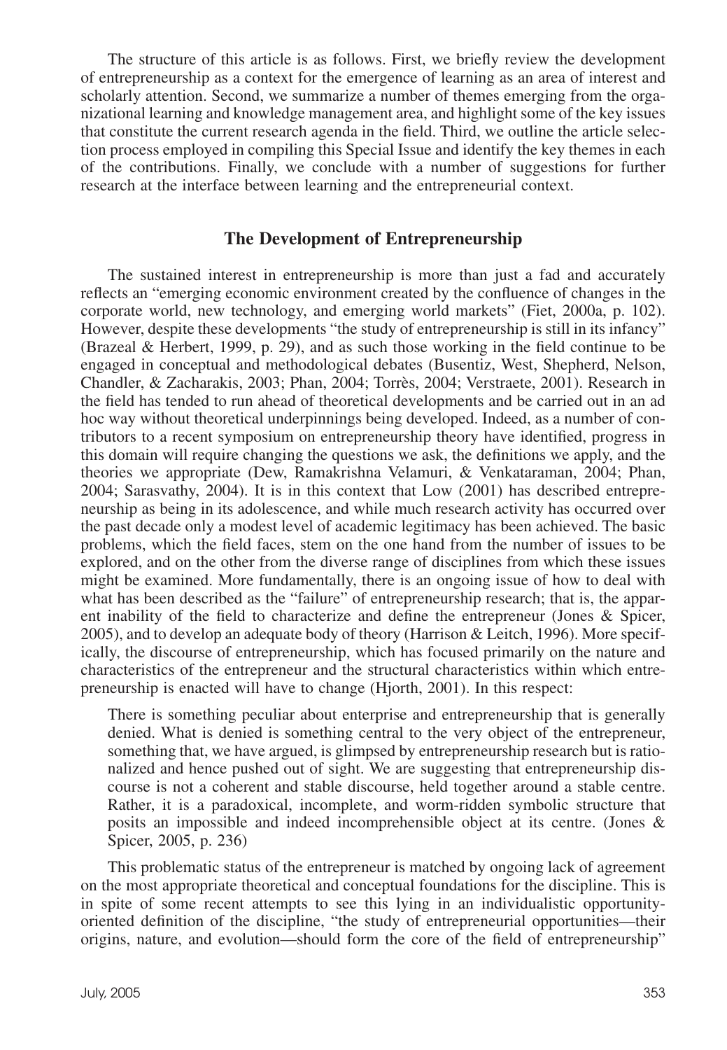The structure of this article is as follows. First, we briefly review the development of entrepreneurship as a context for the emergence of learning as an area of interest and scholarly attention. Second, we summarize a number of themes emerging from the organizational learning and knowledge management area, and highlight some of the key issues that constitute the current research agenda in the field. Third, we outline the article selection process employed in compiling this Special Issue and identify the key themes in each of the contributions. Finally, we conclude with a number of suggestions for further research at the interface between learning and the entrepreneurial context.

## The Development of Entrepreneurship

The sustained interest in entrepreneurship is more than just a fad and accurately reflects an "emerging economic environment created by the confluence of changes in the corporate world, new technology, and emerging world markets" (Fiet, 2000a, p. 102). However, despite these developments "the study of entrepreneurship is still in its infancy" (Brazeal & Herbert, 1999, p. 29), and as such those working in the field continue to be engaged in conceptual and methodological debates (Busentiz, West, Shepherd, Nelson, Chandler, & Zacharakis, 2003; Phan, 2004; Torrès, 2004; Verstraete, 2001). Research in the field has tended to run ahead of theoretical developments and be carried out in an ad hoc way without theoretical underpinnings being developed. Indeed, as a number of contributors to a recent symposium on entrepreneurship theory have identified, progress in this domain will require changing the questions we ask, the definitions we apply, and the theories we appropriate (Dew, Ramakrishna Velamuri, & Venkataraman, 2004; Phan, 2004; Sarasvathy, 2004). It is in this context that Low (2001) has described entrepreneurship as being in its adolescence, and while much research activity has occurred over the past decade only a modest level of academic legitimacy has been achieved. The basic problems, which the field faces, stem on the one hand from the number of issues to be explored, and on the other from the diverse range of disciplines from which these issues might be examined. More fundamentally, there is an ongoing issue of how to deal with what has been described as the "failure" of entrepreneurship research; that is, the apparent inability of the field to characterize and define the entrepreneur (Jones & Spicer, 2005), and to develop an adequate body of theory (Harrison & Leitch, 1996). More specifically, the discourse of entrepreneurship, which has focused primarily on the nature and characteristics of the entrepreneur and the structural characteristics within which entrepreneurship is enacted will have to change (Hjorth, 2001). In this respect:

> There is something peculiar about enterprise and entrepreneurship that is generally denied. What is denied is something central to the very object of the entrepreneur, something that, we have argued, is glimpsed by entrepreneurship research but is rationalized and hence pushed out of sight. We are suggesting that entrepreneurship discourse is not a coherent and stable discourse, held together around a stable centre. Rather, it is a paradoxical, incomplete, and worm-ridden symbolic structure that posits an impossible and indeed incomprehensible object at its centre. (Jones & Spicer, 2005, p. 236)

This problematic status of the entrepreneur is matched by ongoing lack of agreement on the most appropriate theoretical and conceptual foundations for the discipline. This is in spite of some recent attempts to see this lying in an individualistic opportunity-oriented definition of the discipline, "the study of entrepreneurial opportunities—their origins, nature, and evolution—should form the core of the field of entrepreneurship"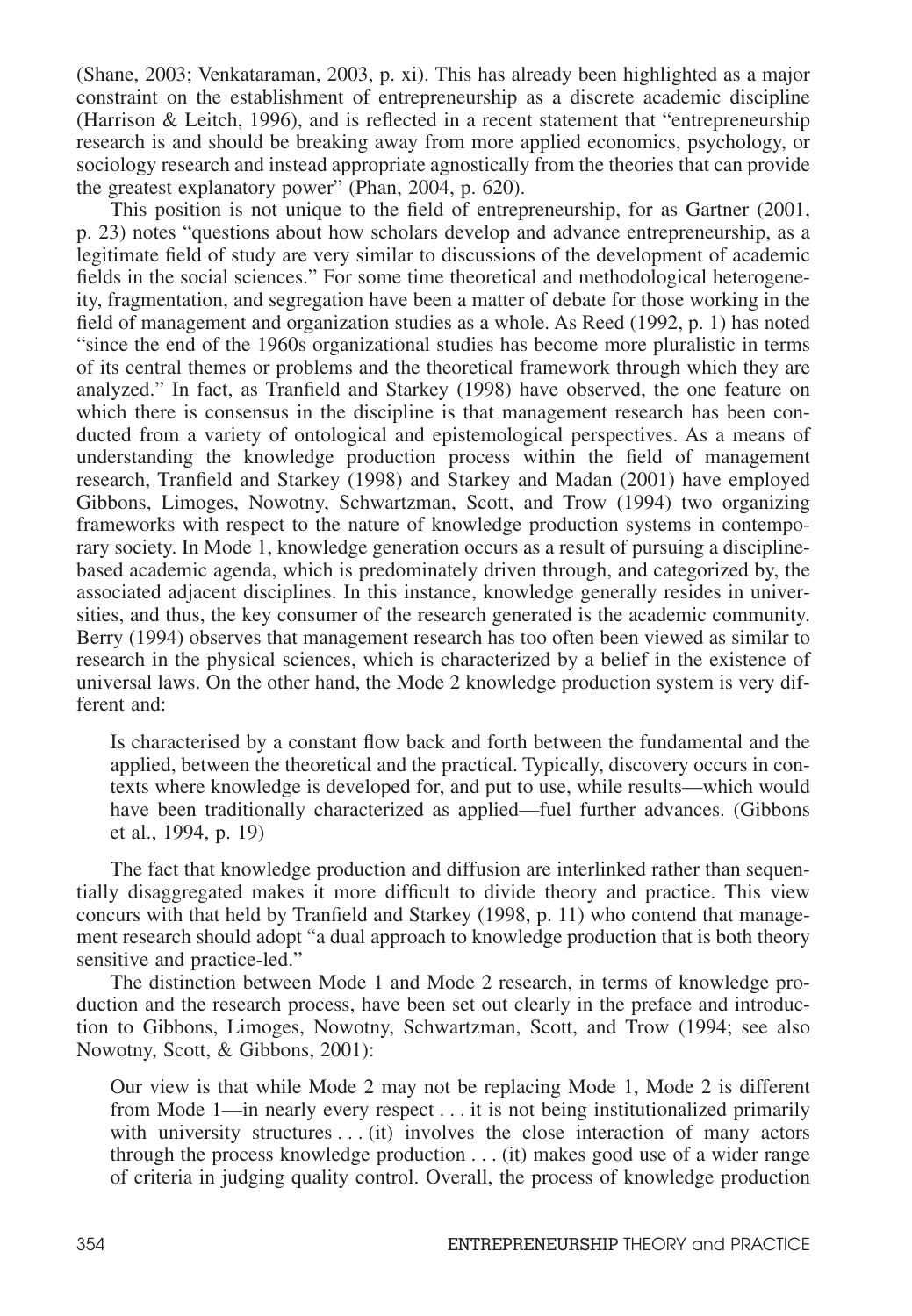(Shane, 2003; Venkataraman, 2003, p. xi). This has already been highlighted as a major constraint on the establishment of entrepreneurship as a discrete academic discipline (Harrison & Leitch, 1996), and is reflected in a recent statement that "entrepreneurship research is and should be breaking away from more applied economics, psychology, or sociology research and instead appropriate agnostically from the theories that can provide the greatest explanatory power" (Phan, 2004, p. 620).

This position is not unique to the field of entrepreneurship, for as Gartner (2001, p. 23) notes "questions about how scholars develop and advance entrepreneurship, as a legitimate field of study are very similar to discussions of the development of academic fields in the social sciences." For some time theoretical and methodological heterogeneity, fragmentation, and segregation have been a matter of debate for those working in the field of management and organization studies as a whole. As Reed (1992, p. 1) has noted "since the end of the 1960s organizational studies has become more pluralistic in terms of its central themes or problems and the theoretical framework through which they are analyzed." In fact, as Tranfield and Starkey (1998) have observed, the one feature on which there is consensus in the discipline is that management research has been conducted from a variety of ontological and epistemological perspectives. As a means of understanding the knowledge production process within the field of management research, Tranfield and Starkey (1998) and Starkey and Madan (2001) have employed Gibbons, Limoges, Nowotny, Schwartzman, Scott, and Trow (1994) two organizing frameworks with respect to the nature of knowledge production systems in contemporary society. In Mode 1, knowledge generation occurs as a result of pursuing a discipline-based academic agenda, which is predominately driven through, and categorized by, the associated adjacent disciplines. In this instance, knowledge generally resides in universities, and thus, the key consumer of the research generated is the academic community. Berry (1994) observes that management research has too often been viewed as similar to research in the physical sciences, which is characterized by a belief in the existence of universal laws. On the other hand, the Mode 2 knowledge production system is very different and:

> Is characterised by a constant flow back and forth between the fundamental and the applied, between the theoretical and the practical. Typically, discovery occurs in contexts where knowledge is developed for, and put to use, while results—which would have been traditionally characterized as applied—fuel further advances. (Gibbons et al., 1994, p. 19)

The fact that knowledge production and diffusion are interlinked rather than sequentially disaggregated makes it more difficult to divide theory and practice. This view concurs with that held by Tranfield and Starkey (1998, p. 11) who contend that management research should adopt "a dual approach to knowledge production that is both theory sensitive and practice-led."

The distinction between Mode 1 and Mode 2 research, in terms of knowledge production and the research process, have been set out clearly in the preface and introduction to Gibbons, Limoges, Nowotny, Schwartzman, Scott, and Trow (1994; see also Nowotny, Scott, & Gibbons, 2001):

> Our view is that while Mode 2 may not be replacing Mode 1, Mode 2 is different from Mode 1—in nearly every respect . . . it is not being institutionalized primarily with university structures . . . (it) involves the close interaction of many actors through the process knowledge production . . . (it) makes good use of a wider range of criteria in judging quality control. Overall, the process of knowledge production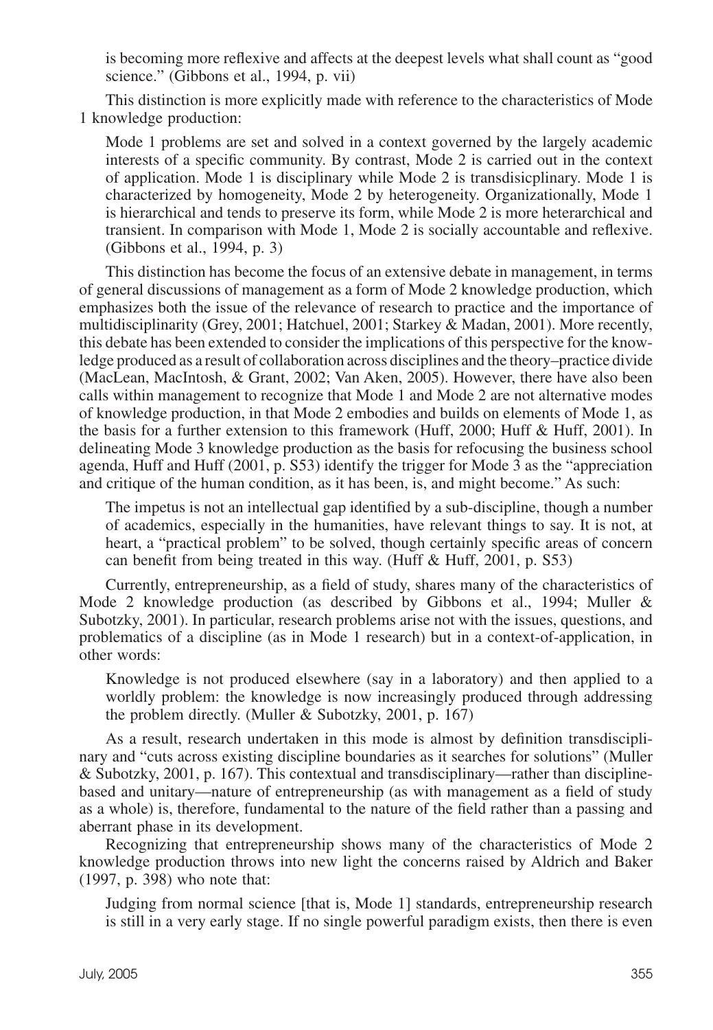is becoming more reflexive and affects at the deepest levels what shall count as "good science." (Gibbons et al., 1994, p. vii)

This distinction is more explicitly made with reference to the characteristics of Mode 1 knowledge production:

> Mode 1 problems are set and solved in a context governed by the largely academic interests of a specific community. By contrast, Mode 2 is carried out in the context of application. Mode 1 is disciplinary while Mode 2 is transdisicplinary. Mode 1 is characterized by homogeneity, Mode 2 by heterogeneity. Organizationally, Mode 1 is hierarchical and tends to preserve its form, while Mode 2 is more heterarchical and transient. In comparison with Mode 1, Mode 2 is socially accountable and reflexive. (Gibbons et al., 1994, p. 3)

This distinction has become the focus of an extensive debate in management, in terms of general discussions of management as a form of Mode 2 knowledge production, which emphasizes both the issue of the relevance of research to practice and the importance of multidisciplinarity (Grey, 2001; Hatchuel, 2001; Starkey & Madan, 2001). More recently, this debate has been extended to consider the implications of this perspective for the knowledge produced as a result of collaboration across disciplines and the theory–practice divide (MacLean, MacIntosh, & Grant, 2002; Van Aken, 2005). However, there have also been calls within management to recognize that Mode 1 and Mode 2 are not alternative modes of knowledge production, in that Mode 2 embodies and builds on elements of Mode 1, as the basis for a further extension to this framework (Huff, 2000; Huff & Huff, 2001). In delineating Mode 3 knowledge production as the basis for refocusing the business school agenda, Huff and Huff (2001, p. S53) identify the trigger for Mode 3 as the "appreciation and critique of the human condition, as it has been, is, and might become." As such:

> The impetus is not an intellectual gap identified by a sub-discipline, though a number of academics, especially in the humanities, have relevant things to say. It is not, at heart, a "practical problem" to be solved, though certainly specific areas of concern can benefit from being treated in this way. (Huff & Huff, 2001, p. S53)

Currently, entrepreneurship, as a field of study, shares many of the characteristics of Mode 2 knowledge production (as described by Gibbons et al., 1994; Muller & Subotzky, 2001). In particular, research problems arise not with the issues, questions, and problematics of a discipline (as in Mode 1 research) but in a context-of-application, in other words:

> Knowledge is not produced elsewhere (say in a laboratory) and then applied to a worldly problem: the knowledge is now increasingly produced through addressing the problem directly. (Muller & Subotzky, 2001, p. 167)

As a result, research undertaken in this mode is almost by definition transdisciplinary and "cuts across existing discipline boundaries as it searches for solutions" (Muller & Subotzky, 2001, p. 167). This contextual and transdisciplinary—rather than discipline-based and unitary—nature of entrepreneurship (as with management as a field of study as a whole) is, therefore, fundamental to the nature of the field rather than a passing and aberrant phase in its development.

Recognizing that entrepreneurship shows many of the characteristics of Mode 2 knowledge production throws into new light the concerns raised by Aldrich and Baker (1997, p. 398) who note that:

> Judging from normal science [that is, Mode 1] standards, entrepreneurship research is still in a very early stage. If no single powerful paradigm exists, then there is even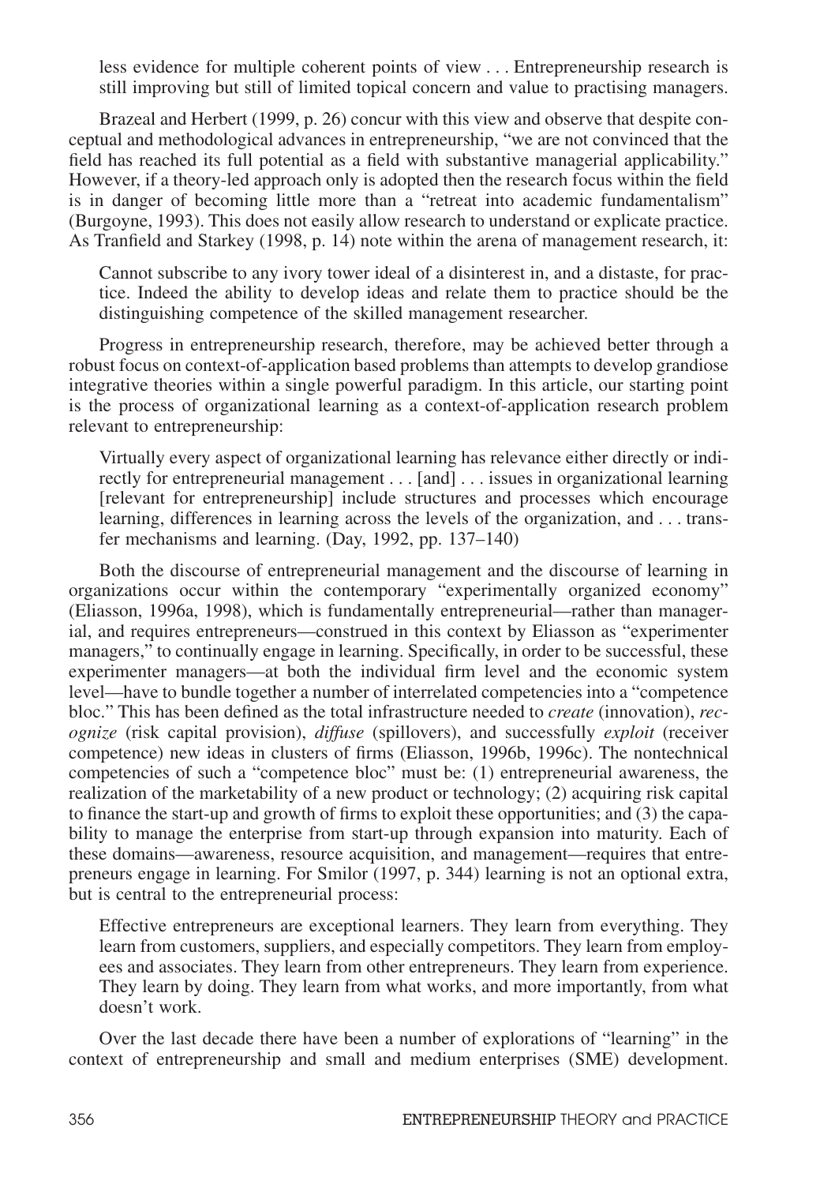less evidence for multiple coherent points of view . . . Entrepreneurship research is still improving but still of limited topical concern and value to practising managers.

Brazeal and Herbert (1999, p. 26) concur with this view and observe that despite conceptual and methodological advances in entrepreneurship, "we are not convinced that the field has reached its full potential as a field with substantive managerial applicability." However, if a theory-led approach only is adopted then the research focus within the field is in danger of becoming little more than a "retreat into academic fundamentalism" (Burgoyne, 1993). This does not easily allow research to understand or explicate practice. As Tranfield and Starkey (1998, p. 14) note within the arena of management research, it:

> Cannot subscribe to any ivory tower ideal of a disinterest in, and a distaste, for practice. Indeed the ability to develop ideas and relate them to practice should be the distinguishing competence of the skilled management researcher.

Progress in entrepreneurship research, therefore, may be achieved better through a robust focus on context-of-application based problems than attempts to develop grandiose integrative theories within a single powerful paradigm. In this article, our starting point is the process of organizational learning as a context-of-application research problem relevant to entrepreneurship:

> Virtually every aspect of organizational learning has relevance either directly or indirectly for entrepreneurial management . . . [and] . . . issues in organizational learning [relevant for entrepreneurship] include structures and processes which encourage learning, differences in learning across the levels of the organization, and . . . transfer mechanisms and learning. (Day, 1992, pp. 137–140)

Both the discourse of entrepreneurial management and the discourse of learning in organizations occur within the contemporary "experimentally organized economy" (Eliasson, 1996a, 1998), which is fundamentally entrepreneurial—rather than managerial, and requires entrepreneurs—construed in this context by Eliasson as "experimenter managers," to continually engage in learning. Specifically, in order to be successful, these experimenter managers—at both the individual firm level and the economic system level—have to bundle together a number of interrelated competencies into a "competence bloc." This has been defined as the total infrastructure needed to *create* (innovation), *recognize* (risk capital provision), *diffuse* (spillovers), and successfully *exploit* (receiver competence) new ideas in clusters of firms (Eliasson, 1996b, 1996c). The nontechnical competencies of such a "competence bloc" must be: (1) entrepreneurial awareness, the realization of the marketability of a new product or technology; (2) acquiring risk capital to finance the start-up and growth of firms to exploit these opportunities; and (3) the capability to manage the enterprise from start-up through expansion into maturity. Each of these domains—awareness, resource acquisition, and management—requires that entrepreneurs engage in learning. For Smilor (1997, p. 344) learning is not an optional extra, but is central to the entrepreneurial process:

> Effective entrepreneurs are exceptional learners. They learn from everything. They learn from customers, suppliers, and especially competitors. They learn from employees and associates. They learn from other entrepreneurs. They learn from experience. They learn by doing. They learn from what works, and more importantly, from what doesn't work.

Over the last decade there have been a number of explorations of "learning" in the context of entrepreneurship and small and medium enterprises (SME) development.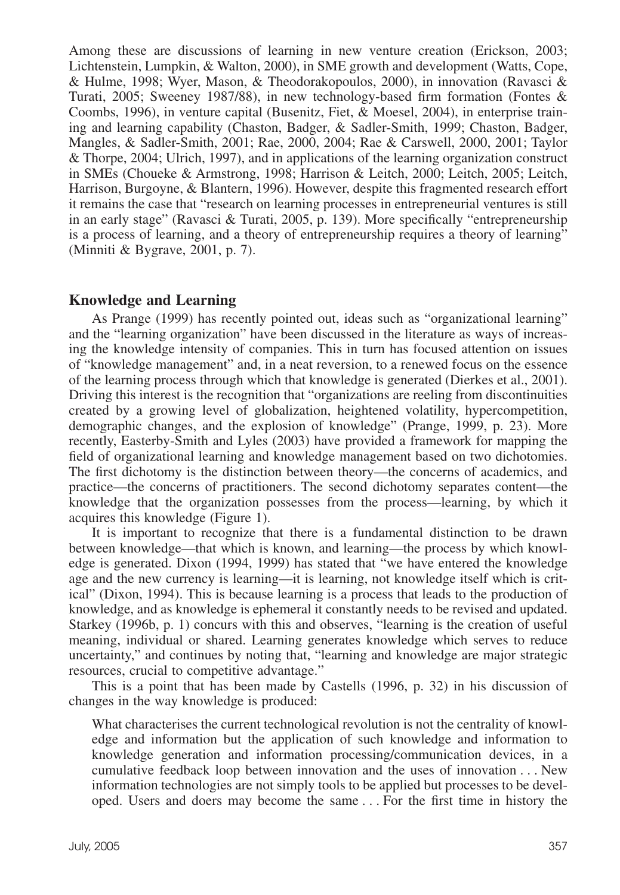Among these are discussions of learning in new venture creation (Erickson, 2003; Lichtenstein, Lumpkin, & Walton, 2000), in SME growth and development (Watts, Cope, & Hulme, 1998; Wyer, Mason, & Theodorakopoulos, 2000), in innovation (Ravasci & Turati, 2005; Sweeney 1987/88), in new technology-based firm formation (Fontes & Coombs, 1996), in venture capital (Busenitz, Fiet, & Moesel, 2004), in enterprise training and learning capability (Chaston, Badger, & Sadler-Smith, 1999; Chaston, Badger, Mangles, & Sadler-Smith, 2001; Rae, 2000, 2004; Rae & Carswell, 2000, 2001; Taylor & Thorpe, 2004; Ulrich, 1997), and in applications of the learning organization construct in SMEs (Choueke & Armstrong, 1998; Harrison & Leitch, 2000; Leitch, 2005; Leitch, Harrison, Burgoyne, & Blantern, 1996). However, despite this fragmented research effort it remains the case that "research on learning processes in entrepreneurial ventures is still in an early stage" (Ravasci & Turati, 2005, p. 139). More specifically "entrepreneurship is a process of learning, and a theory of entrepreneurship requires a theory of learning" (Minniti & Bygrave, 2001, p. 7).

## Knowledge and Learning

As Prange (1999) has recently pointed out, ideas such as "organizational learning" and the "learning organization" have been discussed in the literature as ways of increasing the knowledge intensity of companies. This in turn has focused attention on issues of "knowledge management" and, in a neat reversion, to a renewed focus on the essence of the learning process through which that knowledge is generated (Dierkes et al., 2001). Driving this interest is the recognition that "organizations are reeling from discontinuities created by a growing level of globalization, heightened volatility, hypercompetition, demographic changes, and the explosion of knowledge" (Prange, 1999, p. 23). More recently, Easterby-Smith and Lyles (2003) have provided a framework for mapping the field of organizational learning and knowledge management based on two dichotomies. The first dichotomy is the distinction between theory—the concerns of academics, and practice—the concerns of practitioners. The second dichotomy separates content—the knowledge that the organization possesses from the process—learning, by which it acquires this knowledge (Figure 1).

It is important to recognize that there is a fundamental distinction to be drawn between knowledge—that which is known, and learning—the process by which knowledge is generated. Dixon (1994, 1999) has stated that "we have entered the knowledge age and the new currency is learning—it is learning, not knowledge itself which is critical" (Dixon, 1994). This is because learning is a process that leads to the production of knowledge, and as knowledge is ephemeral it constantly needs to be revised and updated. Starkey (1996b, p. 1) concurs with this and observes, "learning is the creation of useful meaning, individual or shared. Learning generates knowledge which serves to reduce uncertainty," and continues by noting that, "learning and knowledge are major strategic resources, crucial to competitive advantage."

This is a point that has been made by Castells (1996, p. 32) in his discussion of changes in the way knowledge is produced:

> What characterises the current technological revolution is not the centrality of knowledge and information but the application of such knowledge and information to knowledge generation and information processing/communication devices, in a cumulative feedback loop between innovation and the uses of innovation . . . New information technologies are not simply tools to be applied but processes to be developed. Users and doers may become the same . . . For the first time in history the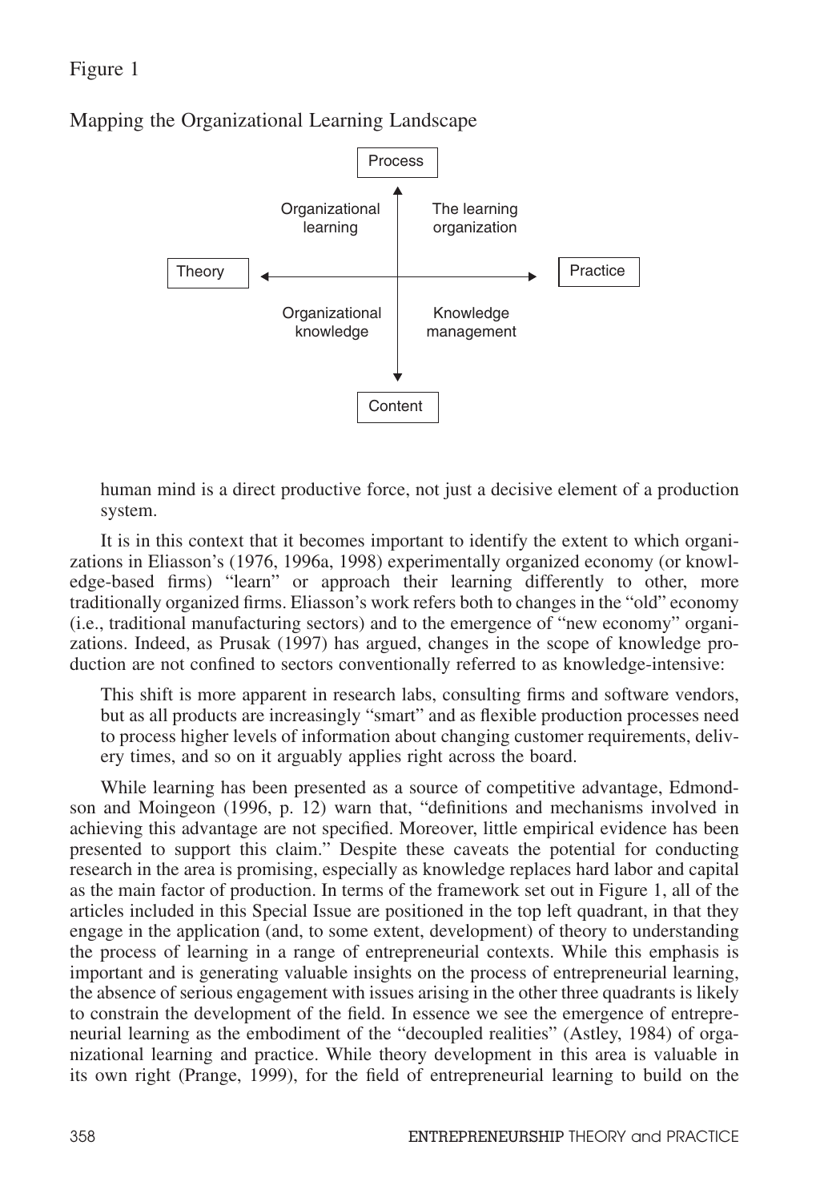Figure 1

Mapping the Organizational Learning Landscape

Process

Organizational learning

The learning organization

Theory

Practice

Organizational knowledge

Knowledge management

Content

human mind is a direct productive force, not just a decisive element of a production system.

It is in this context that it becomes important to identify the extent to which organizations in Eliasson's (1976, 1996a, 1998) experimentally organized economy (or knowledge-based firms) "learn" or approach their learning differently to other, more traditionally organized firms. Eliasson's work refers both to changes in the "old" economy (i.e., traditional manufacturing sectors) and to the emergence of "new economy" organizations. Indeed, as Prusak (1997) has argued, changes in the scope of knowledge production are not confined to sectors conventionally referred to as knowledge-intensive:

> This shift is more apparent in research labs, consulting firms and software vendors, but as all products are increasingly "smart" and as flexible production processes need to process higher levels of information about changing customer requirements, delivery times, and so on it arguably applies right across the board.

While learning has been presented as a source of competitive advantage, Edmondson and Moingeon (1996, p. 12) warn that, "definitions and mechanisms involved in achieving this advantage are not specified. Moreover, little empirical evidence has been presented to support this claim." Despite these caveats the potential for conducting research in the area is promising, especially as knowledge replaces hard labor and capital as the main factor of production. In terms of the framework set out in Figure 1, all of the articles included in this Special Issue are positioned in the top left quadrant, in that they engage in the application (and, to some extent, development) of theory to understanding the process of learning in a range of entrepreneurial contexts. While this emphasis is important and is generating valuable insights on the process of entrepreneurial learning, the absence of serious engagement with issues arising in the other three quadrants is likely to constrain the development of the field. In essence we see the emergence of entrepreneurial learning as the embodiment of the "decoupled realities" (Astley, 1984) of organizational learning and practice. While theory development in this area is valuable in its own right (Prange, 1999), for the field of entrepreneurial learning to build on the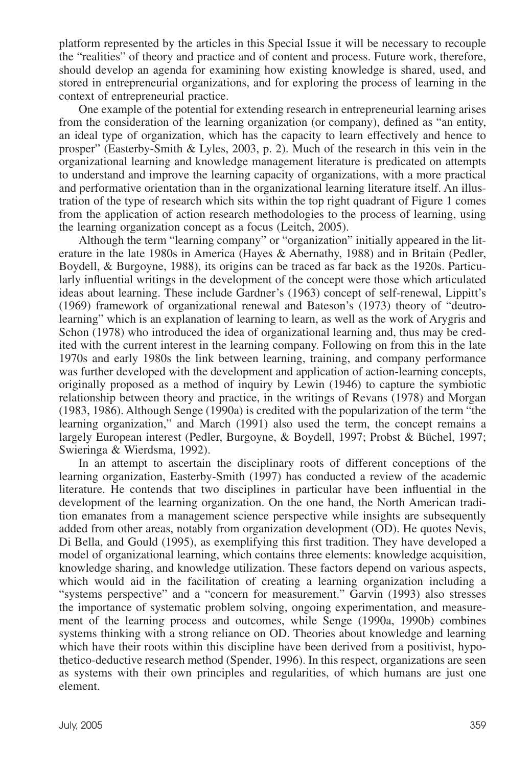platform represented by the articles in this Special Issue it will be necessary to recouple the "realities" of theory and practice and of content and process. Future work, therefore, should develop an agenda for examining how existing knowledge is shared, used, and stored in entrepreneurial organizations, and for exploring the process of learning in the context of entrepreneurial practice.

One example of the potential for extending research in entrepreneurial learning arises from the consideration of the learning organization (or company), defined as "an entity, an ideal type of organization, which has the capacity to learn effectively and hence to prosper" (Easterby-Smith & Lyles, 2003, p. 2). Much of the research in this vein in the organizational learning and knowledge management literature is predicated on attempts to understand and improve the learning capacity of organizations, with a more practical and performative orientation than in the organizational learning literature itself. An illustration of the type of research which sits within the top right quadrant of Figure 1 comes from the application of action research methodologies to the process of learning, using the learning organization concept as a focus (Leitch, 2005).

Although the term "learning company" or "organization" initially appeared in the literature in the late 1980s in America (Hayes & Abernathy, 1988) and in Britain (Pedler, Boydell, & Burgoyne, 1988), its origins can be traced as far back as the 1920s. Particularly influential writings in the development of the concept were those which articulated ideas about learning. These include Gardner's (1963) concept of self-renewal, Lippitt's (1969) framework of organizational renewal and Bateson's (1973) theory of "deutro-learning" which is an explanation of learning to learn, as well as the work of Arygris and Schon (1978) who introduced the idea of organizational learning and, thus may be credited with the current interest in the learning company. Following on from this in the late 1970s and early 1980s the link between learning, training, and company performance was further developed with the development and application of action-learning concepts, originally proposed as a method of inquiry by Lewin (1946) to capture the symbiotic relationship between theory and practice, in the writings of Revans (1978) and Morgan (1983, 1986). Although Senge (1990a) is credited with the popularization of the term "the learning organization," and March (1991) also used the term, the concept remains a largely European interest (Pedler, Burgoyne, & Boydell, 1997; Probst & Büchel, 1997; Swieringa & Wierdsma, 1992).

In an attempt to ascertain the disciplinary roots of different conceptions of the learning organization, Easterby-Smith (1997) has conducted a review of the academic literature. He contends that two disciplines in particular have been influential in the development of the learning organization. On the one hand, the North American tradition emanates from a management science perspective while insights are subsequently added from other areas, notably from organization development (OD). He quotes Nevis, Di Bella, and Gould (1995), as exemplifying this first tradition. They have developed a model of organizational learning, which contains three elements: knowledge acquisition, knowledge sharing, and knowledge utilization. These factors depend on various aspects, which would aid in the facilitation of creating a learning organization including a "systems perspective" and a "concern for measurement." Garvin (1993) also stresses the importance of systematic problem solving, ongoing experimentation, and measurement of the learning process and outcomes, while Senge (1990a, 1990b) combines systems thinking with a strong reliance on OD. Theories about knowledge and learning which have their roots within this discipline have been derived from a positivist, hypothetico-deductive research method (Spender, 1996). In this respect, organizations are seen as systems with their own principles and regularities, of which humans are just one element.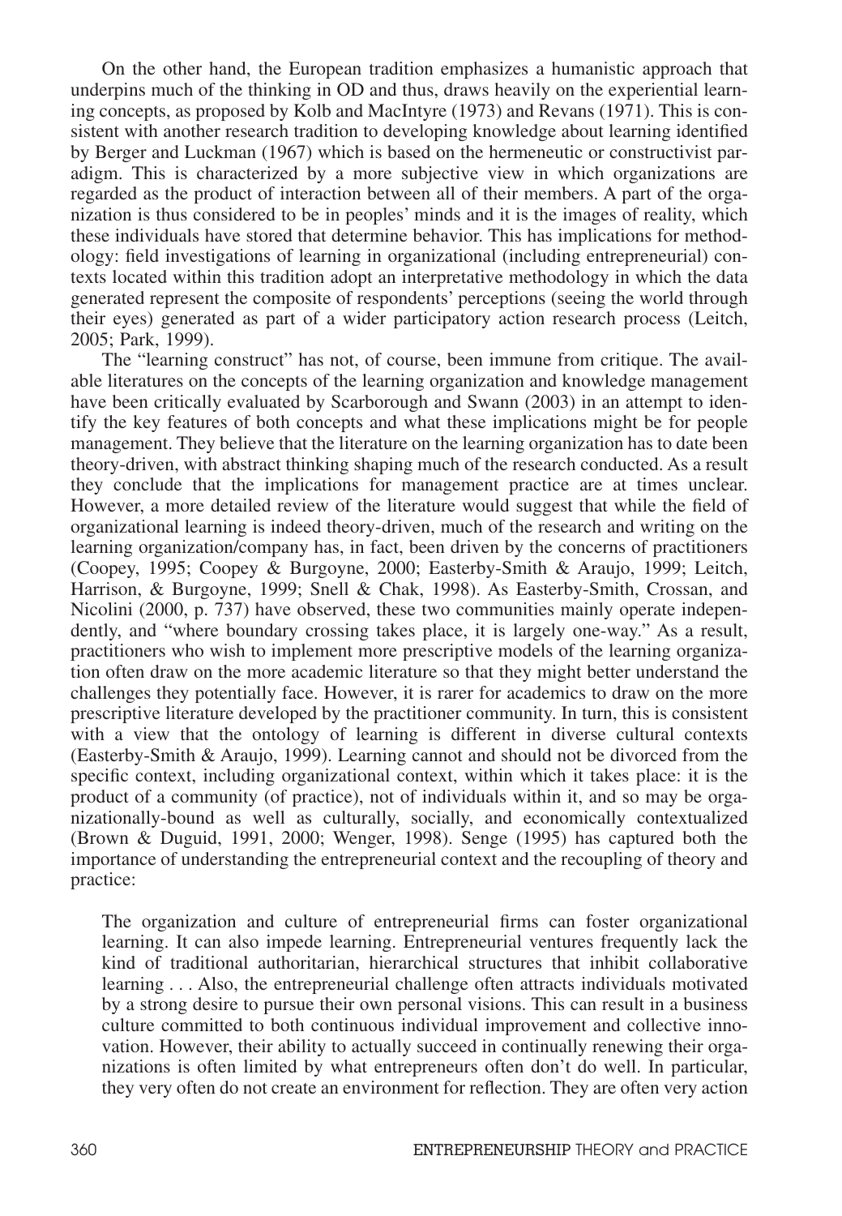On the other hand, the European tradition emphasizes a humanistic approach that underpins much of the thinking in OD and thus, draws heavily on the experiential learning concepts, as proposed by Kolb and MacIntyre (1973) and Revans (1971). This is consistent with another research tradition to developing knowledge about learning identified by Berger and Luckman (1967) which is based on the hermeneutic or constructivist paradigm. This is characterized by a more subjective view in which organizations are regarded as the product of interaction between all of their members. A part of the organization is thus considered to be in peoples' minds and it is the images of reality, which these individuals have stored that determine behavior. This has implications for methodology: field investigations of learning in organizational (including entrepreneurial) contexts located within this tradition adopt an interpretative methodology in which the data generated represent the composite of respondents' perceptions (seeing the world through their eyes) generated as part of a wider participatory action research process (Leitch, 2005; Park, 1999).

The "learning construct" has not, of course, been immune from critique. The available literatures on the concepts of the learning organization and knowledge management have been critically evaluated by Scarborough and Swann (2003) in an attempt to identify the key features of both concepts and what these implications might be for people management. They believe that the literature on the learning organization has to date been theory-driven, with abstract thinking shaping much of the research conducted. As a result they conclude that the implications for management practice are at times unclear. However, a more detailed review of the literature would suggest that while the field of organizational learning is indeed theory-driven, much of the research and writing on the learning organization/company has, in fact, been driven by the concerns of practitioners (Coopey, 1995; Coopey & Burgoyne, 2000; Easterby-Smith & Araujo, 1999; Leitch, Harrison, & Burgoyne, 1999; Snell & Chak, 1998). As Easterby-Smith, Crossan, and Nicolini (2000, p. 737) have observed, these two communities mainly operate independently, and "where boundary crossing takes place, it is largely one-way." As a result, practitioners who wish to implement more prescriptive models of the learning organization often draw on the more academic literature so that they might better understand the challenges they potentially face. However, it is rarer for academics to draw on the more prescriptive literature developed by the practitioner community. In turn, this is consistent with a view that the ontology of learning is different in diverse cultural contexts (Easterby-Smith & Araujo, 1999). Learning cannot and should not be divorced from the specific context, including organizational context, within which it takes place: it is the product of a community (of practice), not of individuals within it, and so may be organizationally-bound as well as culturally, socially, and economically contextualized (Brown & Duguid, 1991, 2000; Wenger, 1998). Senge (1995) has captured both the importance of understanding the entrepreneurial context and the recoupling of theory and practice:

> The organization and culture of entrepreneurial firms can foster organizational learning. It can also impede learning. Entrepreneurial ventures frequently lack the kind of traditional authoritarian, hierarchical structures that inhibit collaborative learning . . . Also, the entrepreneurial challenge often attracts individuals motivated by a strong desire to pursue their own personal visions. This can result in a business culture committed to both continuous individual improvement and collective innovation. However, their ability to actually succeed in continually renewing their organizations is often limited by what entrepreneurs often don't do well. In particular, they very often do not create an environment for reflection. They are often very action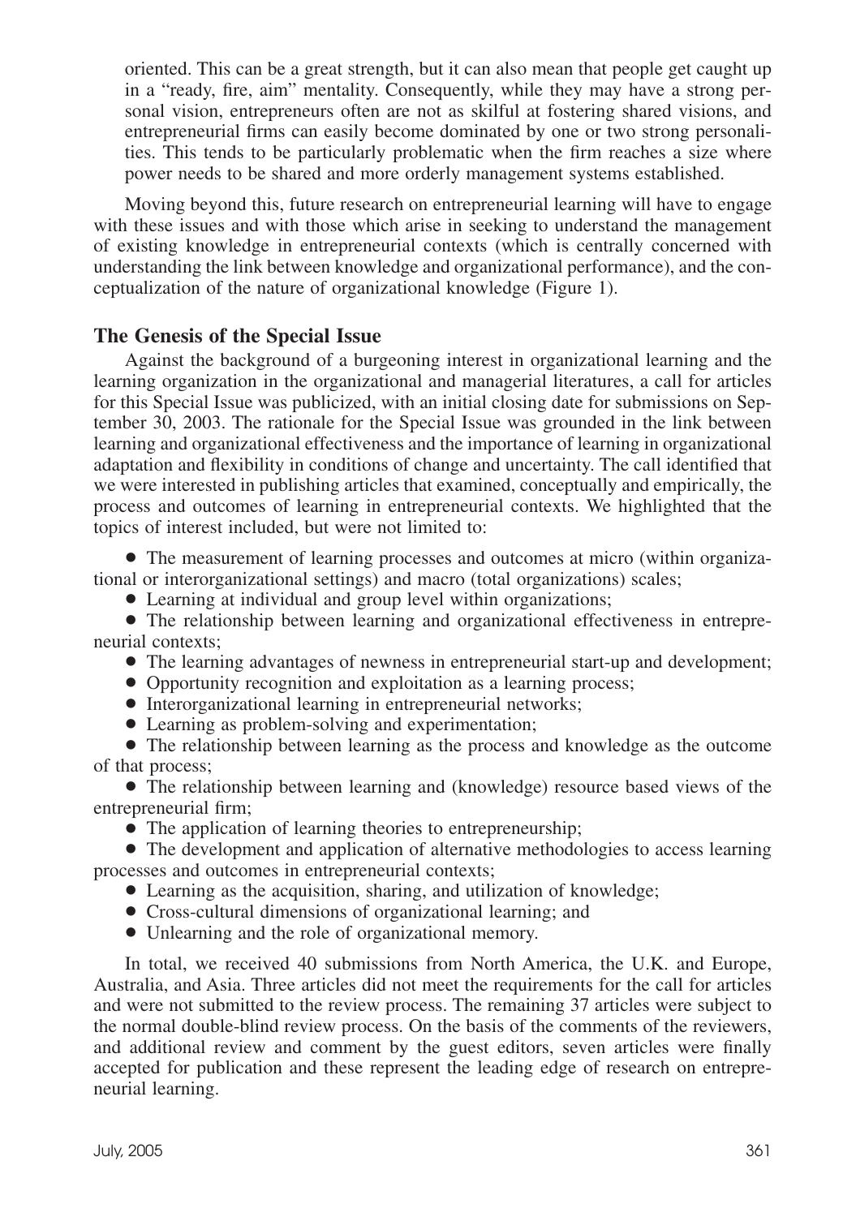oriented. This can be a great strength, but it can also mean that people get caught up in a "ready, fire, aim" mentality. Consequently, while they may have a strong personal vision, entrepreneurs often are not as skilful at fostering shared visions, and entrepreneurial firms can easily become dominated by one or two strong personalities. This tends to be particularly problematic when the firm reaches a size where power needs to be shared and more orderly management systems established.

Moving beyond this, future research on entrepreneurial learning will have to engage with these issues and with those which arise in seeking to understand the management of existing knowledge in entrepreneurial contexts (which is centrally concerned with understanding the link between knowledge and organizational performance), and the conceptualization of the nature of organizational knowledge (Figure 1).

## The Genesis of the Special Issue

Against the background of a burgeoning interest in organizational learning and the learning organization in the organizational and managerial literatures, a call for articles for this Special Issue was publicized, with an initial closing date for submissions on September 30, 2003. The rationale for the Special Issue was grounded in the link between learning and organizational effectiveness and the importance of learning in organizational adaptation and flexibility in conditions of change and uncertainty. The call identified that we were interested in publishing articles that examined, conceptually and empirically, the process and outcomes of learning in entrepreneurial contexts. We highlighted that the topics of interest included, but were not limited to:

- The measurement of learning processes and outcomes at micro (within organizational or interorganizational settings) and macro (total organizations) scales;
- Learning at individual and group level within organizations;
- The relationship between learning and organizational effectiveness in entrepreneurial contexts;
- The learning advantages of newness in entrepreneurial start-up and development;
- Opportunity recognition and exploitation as a learning process;
- Interorganizational learning in entrepreneurial networks;
- Learning as problem-solving and experimentation;
- The relationship between learning as the process and knowledge as the outcome of that process;
- The relationship between learning and (knowledge) resource based views of the entrepreneurial firm;
- The application of learning theories to entrepreneurship;
- The development and application of alternative methodologies to access learning processes and outcomes in entrepreneurial contexts;
- Learning as the acquisition, sharing, and utilization of knowledge;
- Cross-cultural dimensions of organizational learning; and
- Unlearning and the role of organizational memory.

In total, we received 40 submissions from North America, the U.K. and Europe, Australia, and Asia. Three articles did not meet the requirements for the call for articles and were not submitted to the review process. The remaining 37 articles were subject to the normal double-blind review process. On the basis of the comments of the reviewers, and additional review and comment by the guest editors, seven articles were finally accepted for publication and these represent the leading edge of research on entrepreneurial learning.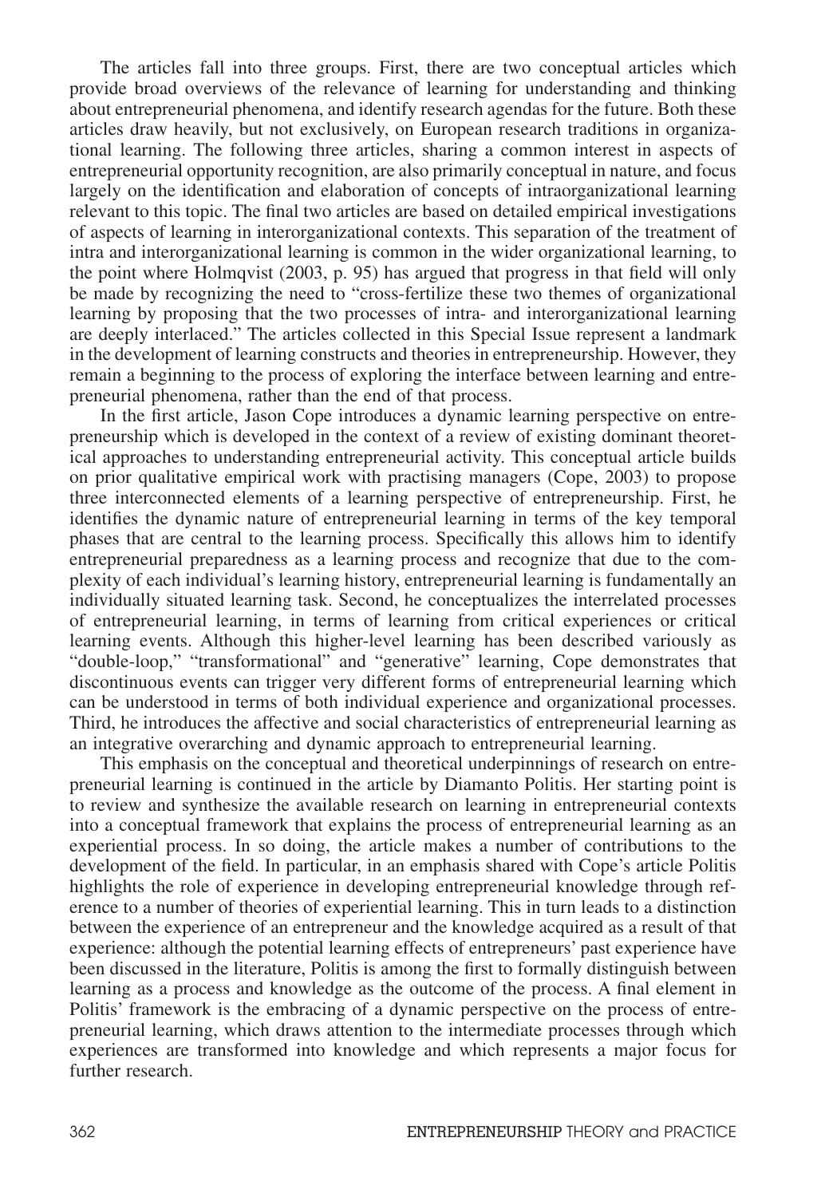The articles fall into three groups. First, there are two conceptual articles which provide broad overviews of the relevance of learning for understanding and thinking about entrepreneurial phenomena, and identify research agendas for the future. Both these articles draw heavily, but not exclusively, on European research traditions in organizational learning. The following three articles, sharing a common interest in aspects of entrepreneurial opportunity recognition, are also primarily conceptual in nature, and focus largely on the identification and elaboration of concepts of intraorganizational learning relevant to this topic. The final two articles are based on detailed empirical investigations of aspects of learning in interorganizational contexts. This separation of the treatment of intra and interorganizational learning is common in the wider organizational learning, to the point where Holmqvist (2003, p. 95) has argued that progress in that field will only be made by recognizing the need to "cross-fertilize these two themes of organizational learning by proposing that the two processes of intra- and interorganizational learning are deeply interlaced." The articles collected in this Special Issue represent a landmark in the development of learning constructs and theories in entrepreneurship. However, they remain a beginning to the process of exploring the interface between learning and entrepreneurial phenomena, rather than the end of that process.

In the first article, Jason Cope introduces a dynamic learning perspective on entrepreneurship which is developed in the context of a review of existing dominant theoretical approaches to understanding entrepreneurial activity. This conceptual article builds on prior qualitative empirical work with practising managers (Cope, 2003) to propose three interconnected elements of a learning perspective of entrepreneurship. First, he identifies the dynamic nature of entrepreneurial learning in terms of the key temporal phases that are central to the learning process. Specifically this allows him to identify entrepreneurial preparedness as a learning process and recognize that due to the complexity of each individual's learning history, entrepreneurial learning is fundamentally an individually situated learning task. Second, he conceptualizes the interrelated processes of entrepreneurial learning, in terms of learning from critical experiences or critical learning events. Although this higher-level learning has been described variously as "double-loop," "transformational" and "generative" learning, Cope demonstrates that discontinuous events can trigger very different forms of entrepreneurial learning which can be understood in terms of both individual experience and organizational processes. Third, he introduces the affective and social characteristics of entrepreneurial learning as an integrative overarching and dynamic approach to entrepreneurial learning.

This emphasis on the conceptual and theoretical underpinnings of research on entrepreneurial learning is continued in the article by Diamanto Politis. Her starting point is to review and synthesize the available research on learning in entrepreneurial contexts into a conceptual framework that explains the process of entrepreneurial learning as an experiential process. In so doing, the article makes a number of contributions to the development of the field. In particular, in an emphasis shared with Cope's article Politis highlights the role of experience in developing entrepreneurial knowledge through reference to a number of theories of experiential learning. This in turn leads to a distinction between the experience of an entrepreneur and the knowledge acquired as a result of that experience: although the potential learning effects of entrepreneurs' past experience have been discussed in the literature, Politis is among the first to formally distinguish between learning as a process and knowledge as the outcome of the process. A final element in Politis' framework is the embracing of a dynamic perspective on the process of entrepreneurial learning, which draws attention to the intermediate processes through which experiences are transformed into knowledge and which represents a major focus for further research.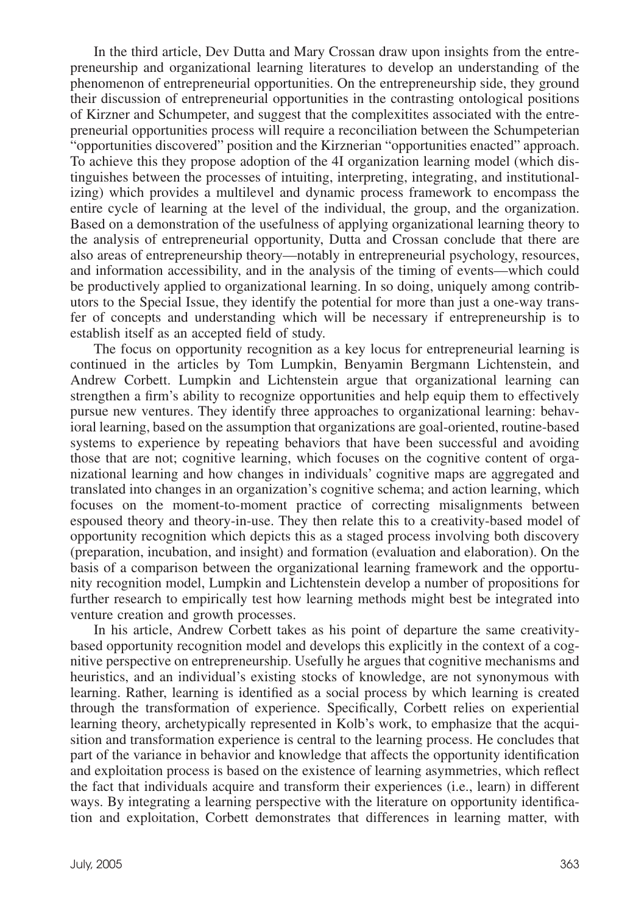In the third article, Dev Dutta and Mary Crossan draw upon insights from the entrepreneurship and organizational learning literatures to develop an understanding of the phenomenon of entrepreneurial opportunities. On the entrepreneurship side, they ground their discussion of entrepreneurial opportunities in the contrasting ontological positions of Kirzner and Schumpeter, and suggest that the complexitites associated with the entrepreneurial opportunities process will require a reconciliation between the Schumpeterian "opportunities discovered" position and the Kirznerian "opportunities enacted" approach. To achieve this they propose adoption of the 4I organization learning model (which distinguishes between the processes of intuiting, interpreting, integrating, and institutionalizing) which provides a multilevel and dynamic process framework to encompass the entire cycle of learning at the level of the individual, the group, and the organization. Based on a demonstration of the usefulness of applying organizational learning theory to the analysis of entrepreneurial opportunity, Dutta and Crossan conclude that there are also areas of entrepreneurship theory—notably in entrepreneurial psychology, resources, and information accessibility, and in the analysis of the timing of events—which could be productively applied to organizational learning. In so doing, uniquely among contributors to the Special Issue, they identify the potential for more than just a one-way transfer of concepts and understanding which will be necessary if entrepreneurship is to establish itself as an accepted field of study.

The focus on opportunity recognition as a key locus for entrepreneurial learning is continued in the articles by Tom Lumpkin, Benyamin Bergmann Lichtenstein, and Andrew Corbett. Lumpkin and Lichtenstein argue that organizational learning can strengthen a firm's ability to recognize opportunities and help equip them to effectively pursue new ventures. They identify three approaches to organizational learning: behavioral learning, based on the assumption that organizations are goal-oriented, routine-based systems to experience by repeating behaviors that have been successful and avoiding those that are not; cognitive learning, which focuses on the cognitive content of organizational learning and how changes in individuals' cognitive maps are aggregated and translated into changes in an organization's cognitive schema; and action learning, which focuses on the moment-to-moment practice of correcting misalignments between espoused theory and theory-in-use. They then relate this to a creativity-based model of opportunity recognition which depicts this as a staged process involving both discovery (preparation, incubation, and insight) and formation (evaluation and elaboration). On the basis of a comparison between the organizational learning framework and the opportunity recognition model, Lumpkin and Lichtenstein develop a number of propositions for further research to empirically test how learning methods might best be integrated into venture creation and growth processes.

In his article, Andrew Corbett takes as his point of departure the same creativity-based opportunity recognition model and develops this explicitly in the context of a cognitive perspective on entrepreneurship. Usefully he argues that cognitive mechanisms and heuristics, and an individual's existing stocks of knowledge, are not synonymous with learning. Rather, learning is identified as a social process by which learning is created through the transformation of experience. Specifically, Corbett relies on experiential learning theory, archetypically represented in Kolb's work, to emphasize that the acquisition and transformation experience is central to the learning process. He concludes that part of the variance in behavior and knowledge that affects the opportunity identification and exploitation process is based on the existence of learning asymmetries, which reflect the fact that individuals acquire and transform their experiences (i.e., learn) in different ways. By integrating a learning perspective with the literature on opportunity identification and exploitation, Corbett demonstrates that differences in learning matter, with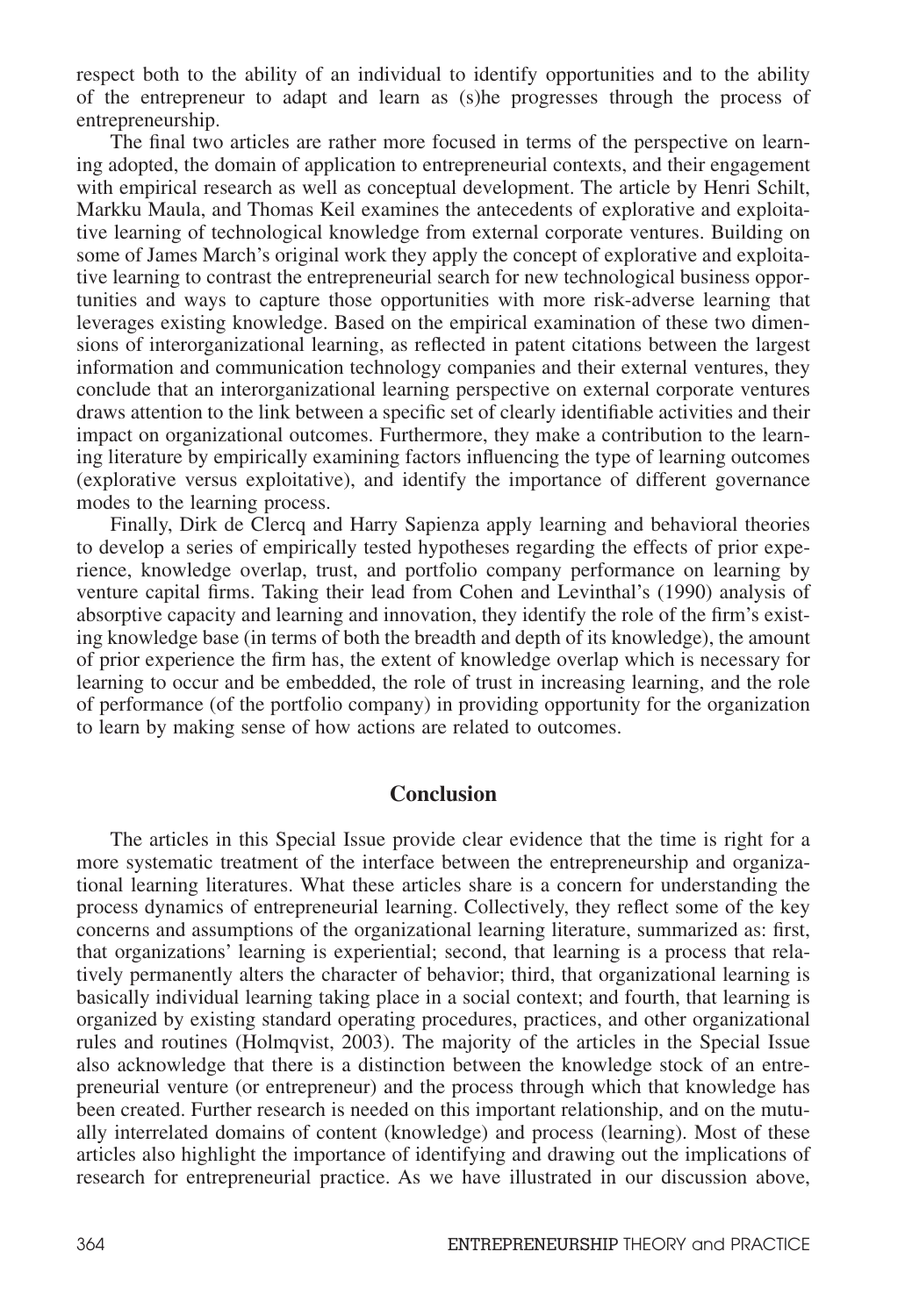respect both to the ability of an individual to identify opportunities and to the ability of the entrepreneur to adapt and learn as (s)he progresses through the process of entrepreneurship.

The final two articles are rather more focused in terms of the perspective on learning adopted, the domain of application to entrepreneurial contexts, and their engagement with empirical research as well as conceptual development. The article by Henri Schilt, Markku Maula, and Thomas Keil examines the antecedents of explorative and exploitative learning of technological knowledge from external corporate ventures. Building on some of James March's original work they apply the concept of explorative and exploitative learning to contrast the entrepreneurial search for new technological business opportunities and ways to capture those opportunities with more risk-adverse learning that leverages existing knowledge. Based on the empirical examination of these two dimensions of interorganizational learning, as reflected in patent citations between the largest information and communication technology companies and their external ventures, they conclude that an interorganizational learning perspective on external corporate ventures draws attention to the link between a specific set of clearly identifiable activities and their impact on organizational outcomes. Furthermore, they make a contribution to the learning literature by empirically examining factors influencing the type of learning outcomes (explorative versus exploitative), and identify the importance of different governance modes to the learning process.

Finally, Dirk de Clercq and Harry Sapienza apply learning and behavioral theories to develop a series of empirically tested hypotheses regarding the effects of prior experience, knowledge overlap, trust, and portfolio company performance on learning by venture capital firms. Taking their lead from Cohen and Levinthal's (1990) analysis of absorptive capacity and learning and innovation, they identify the role of the firm's existing knowledge base (in terms of both the breadth and depth of its knowledge), the amount of prior experience the firm has, the extent of knowledge overlap which is necessary for learning to occur and be embedded, the role of trust in increasing learning, and the role of performance (of the portfolio company) in providing opportunity for the organization to learn by making sense of how actions are related to outcomes.

## Conclusion

The articles in this Special Issue provide clear evidence that the time is right for a more systematic treatment of the interface between the entrepreneurship and organizational learning literatures. What these articles share is a concern for understanding the process dynamics of entrepreneurial learning. Collectively, they reflect some of the key concerns and assumptions of the organizational learning literature, summarized as: first, that organizations' learning is experiential; second, that learning is a process that relatively permanently alters the character of behavior; third, that organizational learning is basically individual learning taking place in a social context; and fourth, that learning is organized by existing standard operating procedures, practices, and other organizational rules and routines (Holmqvist, 2003). The majority of the articles in the Special Issue also acknowledge that there is a distinction between the knowledge stock of an entrepreneurial venture (or entrepreneur) and the process through which that knowledge has been created. Further research is needed on this important relationship, and on the mutually interrelated domains of content (knowledge) and process (learning). Most of these articles also highlight the importance of identifying and drawing out the implications of research for entrepreneurial practice. As we have illustrated in our discussion above,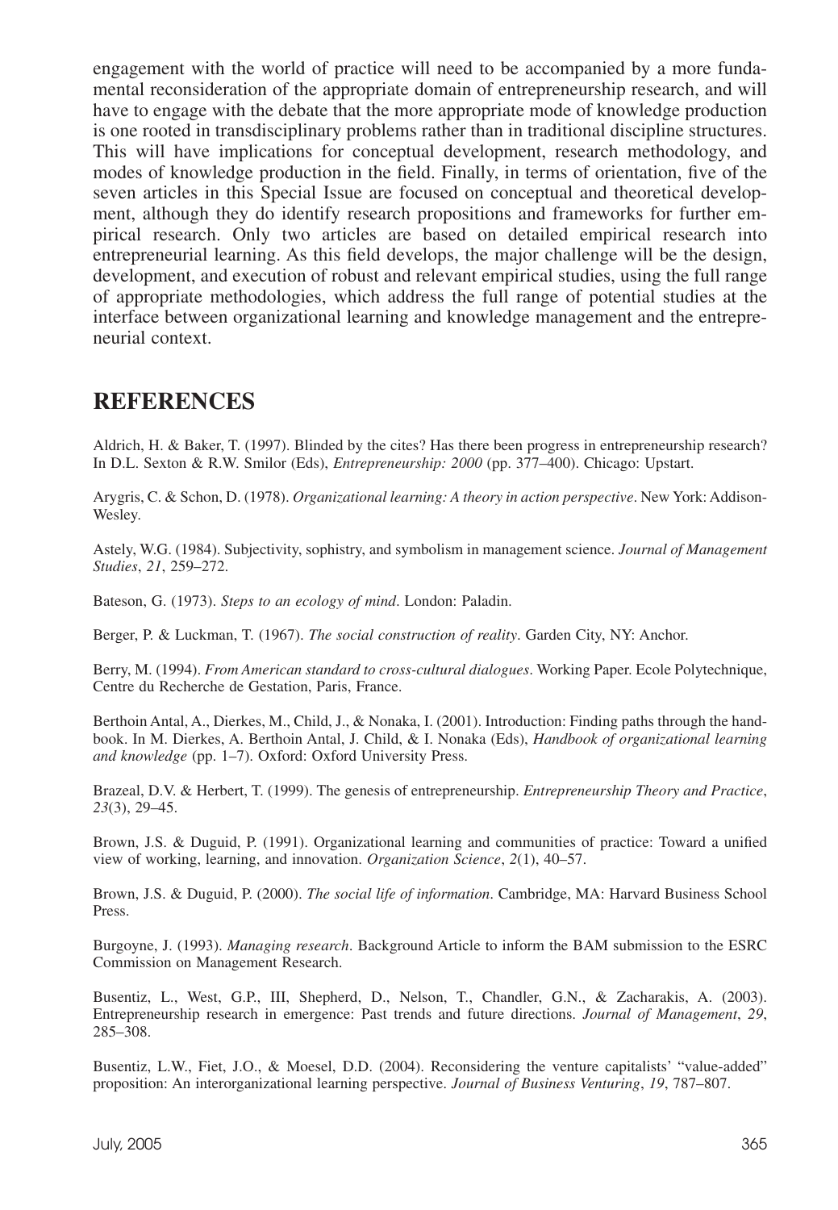engagement with the world of practice will need to be accompanied by a more fundamental reconsideration of the appropriate domain of entrepreneurship research, and will have to engage with the debate that the more appropriate mode of knowledge production is one rooted in transdisciplinary problems rather than in traditional discipline structures. This will have implications for conceptual development, research methodology, and modes of knowledge production in the field. Finally, in terms of orientation, five of the seven articles in this Special Issue are focused on conceptual and theoretical development, although they do identify research propositions and frameworks for further empirical research. Only two articles are based on detailed empirical research into entrepreneurial learning. As this field develops, the major challenge will be the design, development, and execution of robust and relevant empirical studies, using the full range of appropriate methodologies, which address the full range of potential studies at the interface between organizational learning and knowledge management and the entrepreneurial context.

## REFERENCES

Aldrich, H. & Baker, T. (1997). Blinded by the cites? Has there been progress in entrepreneurship research? In D.L. Sexton & R.W. Smilor (Eds), *Entrepreneurship: 2000* (pp. 377–400). Chicago: Upstart.

Arygris, C. & Schon, D. (1978). *Organizational learning: A theory in action perspective*. New York: Addison-Wesley.

Astely, W.G. (1984). Subjectivity, sophistry, and symbolism in management science. *Journal of Management Studies*, *21*, 259–272.

Bateson, G. (1973). *Steps to an ecology of mind*. London: Paladin.

Berger, P. & Luckman, T. (1967). *The social construction of reality*. Garden City, NY: Anchor.

Berry, M. (1994). *From American standard to cross-cultural dialogues*. Working Paper. Ecole Polytechnique, Centre du Recherche de Gestation, Paris, France.

Berthoin Antal, A., Dierkes, M., Child, J., & Nonaka, I. (2001). Introduction: Finding paths through the handbook. In M. Dierkes, A. Berthoin Antal, J. Child, & I. Nonaka (Eds), *Handbook of organizational learning and knowledge* (pp. 1–7). Oxford: Oxford University Press.

Brazeal, D.V. & Herbert, T. (1999). The genesis of entrepreneurship. *Entrepreneurship Theory and Practice*, *23*(3), 29–45.

Brown, J.S. & Duguid, P. (1991). Organizational learning and communities of practice: Toward a unified view of working, learning, and innovation. *Organization Science*, *2*(1), 40–57.

Brown, J.S. & Duguid, P. (2000). *The social life of information*. Cambridge, MA: Harvard Business School Press.

Burgoyne, J. (1993). *Managing research*. Background Article to inform the BAM submission to the ESRC Commission on Management Research.

Busentiz, L., West, G.P., III, Shepherd, D., Nelson, T., Chandler, G.N., & Zacharakis, A. (2003). Entrepreneurship research in emergence: Past trends and future directions. *Journal of Management*, *29*, 285–308.

Busentiz, L.W., Fiet, J.O., & Moesel, D.D. (2004). Reconsidering the venture capitalists' "value-added" proposition: An interorganizational learning perspective. *Journal of Business Venturing*, *19*, 787–807.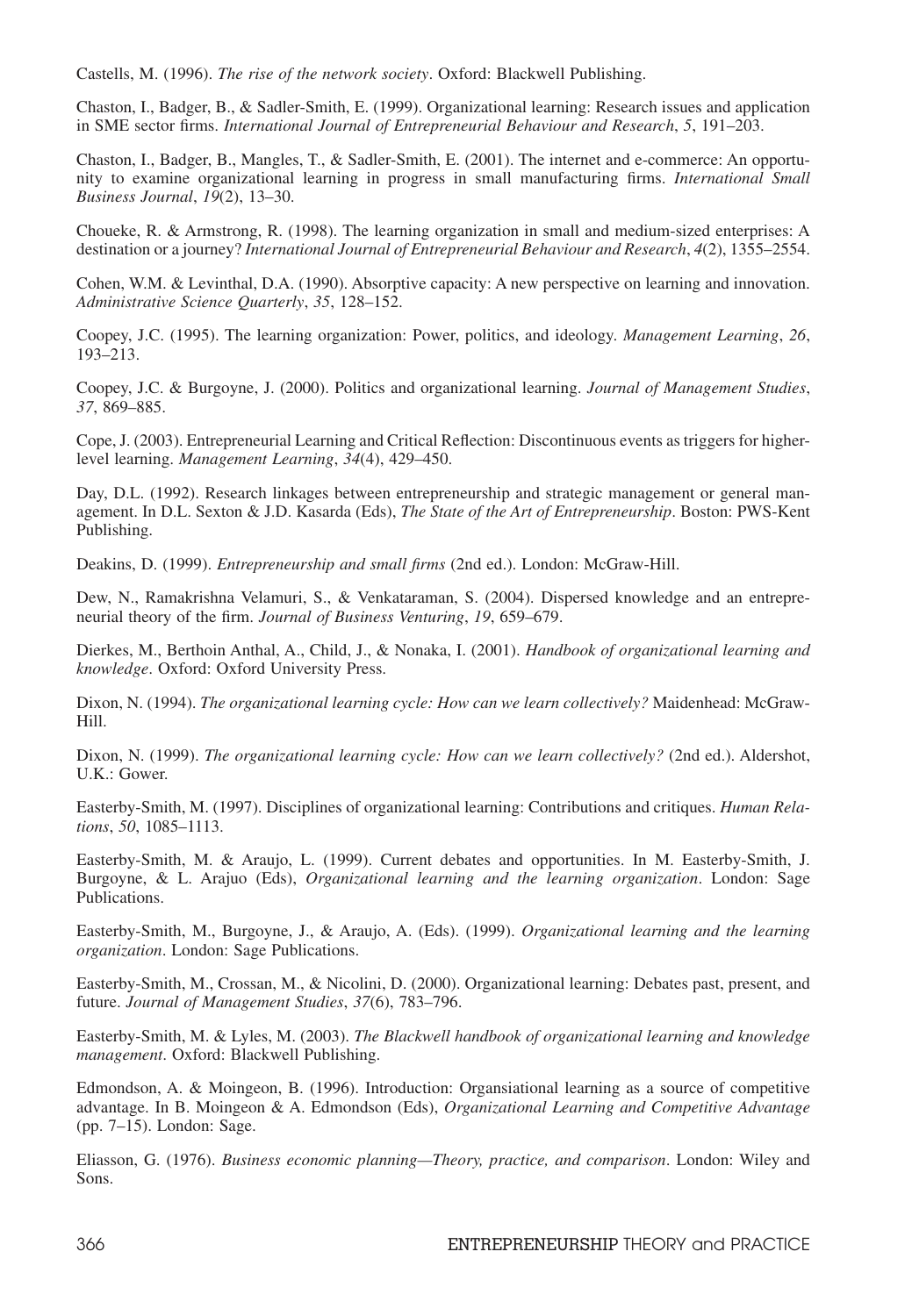Castells, M. (1996). *The rise of the network society*. Oxford: Blackwell Publishing.

Chaston, I., Badger, B., & Sadler-Smith, E. (1999). Organizational learning: Research issues and application in SME sector firms. *International Journal of Entrepreneurial Behaviour and Research*, *5*, 191–203.

Chaston, I., Badger, B., Mangles, T., & Sadler-Smith, E. (2001). The internet and e-commerce: An opportunity to examine organizational learning in progress in small manufacturing firms. *International Small Business Journal*, *19*(2), 13–30.

Choueke, R. & Armstrong, R. (1998). The learning organization in small and medium-sized enterprises: A destination or a journey? *International Journal of Entrepreneurial Behaviour and Research*, *4*(2), 1355–2554.

Cohen, W.M. & Levinthal, D.A. (1990). Absorptive capacity: A new perspective on learning and innovation. *Administrative Science Quarterly*, *35*, 128–152.

Coopey, J.C. (1995). The learning organization: Power, politics, and ideology. *Management Learning*, *26*, 193–213.

Coopey, J.C. & Burgoyne, J. (2000). Politics and organizational learning. *Journal of Management Studies*, *37*, 869–885.

Cope, J. (2003). Entrepreneurial Learning and Critical Reflection: Discontinuous events as triggers for higher-level learning. *Management Learning*, *34*(4), 429–450.

Day, D.L. (1992). Research linkages between entrepreneurship and strategic management or general management. In D.L. Sexton & J.D. Kasarda (Eds), *The State of the Art of Entrepreneurship*. Boston: PWS-Kent Publishing.

Deakins, D. (1999). *Entrepreneurship and small firms* (2nd ed.). London: McGraw-Hill.

Dew, N., Ramakrishna Velamuri, S., & Venkataraman, S. (2004). Dispersed knowledge and an entrepreneurial theory of the firm. *Journal of Business Venturing*, *19*, 659–679.

Dierkes, M., Berthoin Anthal, A., Child, J., & Nonaka, I. (2001). *Handbook of organizational learning and knowledge*. Oxford: Oxford University Press.

Dixon, N. (1994). *The organizational learning cycle: How can we learn collectively?* Maidenhead: McGraw-Hill.

Dixon, N. (1999). *The organizational learning cycle: How can we learn collectively?* (2nd ed.). Aldershot, U.K.: Gower.

Easterby-Smith, M. (1997). Disciplines of organizational learning: Contributions and critiques. *Human Relations*, *50*, 1085–1113.

Easterby-Smith, M. & Araujo, L. (1999). Current debates and opportunities. In M. Easterby-Smith, J. Burgoyne, & L. Arajuo (Eds), *Organizational learning and the learning organization*. London: Sage Publications.

Easterby-Smith, M., Burgoyne, J., & Araujo, A. (Eds). (1999). *Organizational learning and the learning organization*. London: Sage Publications.

Easterby-Smith, M., Crossan, M., & Nicolini, D. (2000). Organizational learning: Debates past, present, and future. *Journal of Management Studies*, *37*(6), 783–796.

Easterby-Smith, M. & Lyles, M. (2003). *The Blackwell handbook of organizational learning and knowledge management*. Oxford: Blackwell Publishing.

Edmondson, A. & Moingeon, B. (1996). Introduction: Organsiational learning as a source of competitive advantage. In B. Moingeon & A. Edmondson (Eds), *Organizational Learning and Competitive Advantage* (pp. 7–15). London: Sage.

Eliasson, G. (1976). *Business economic planning—Theory, practice, and comparison*. London: Wiley and Sons.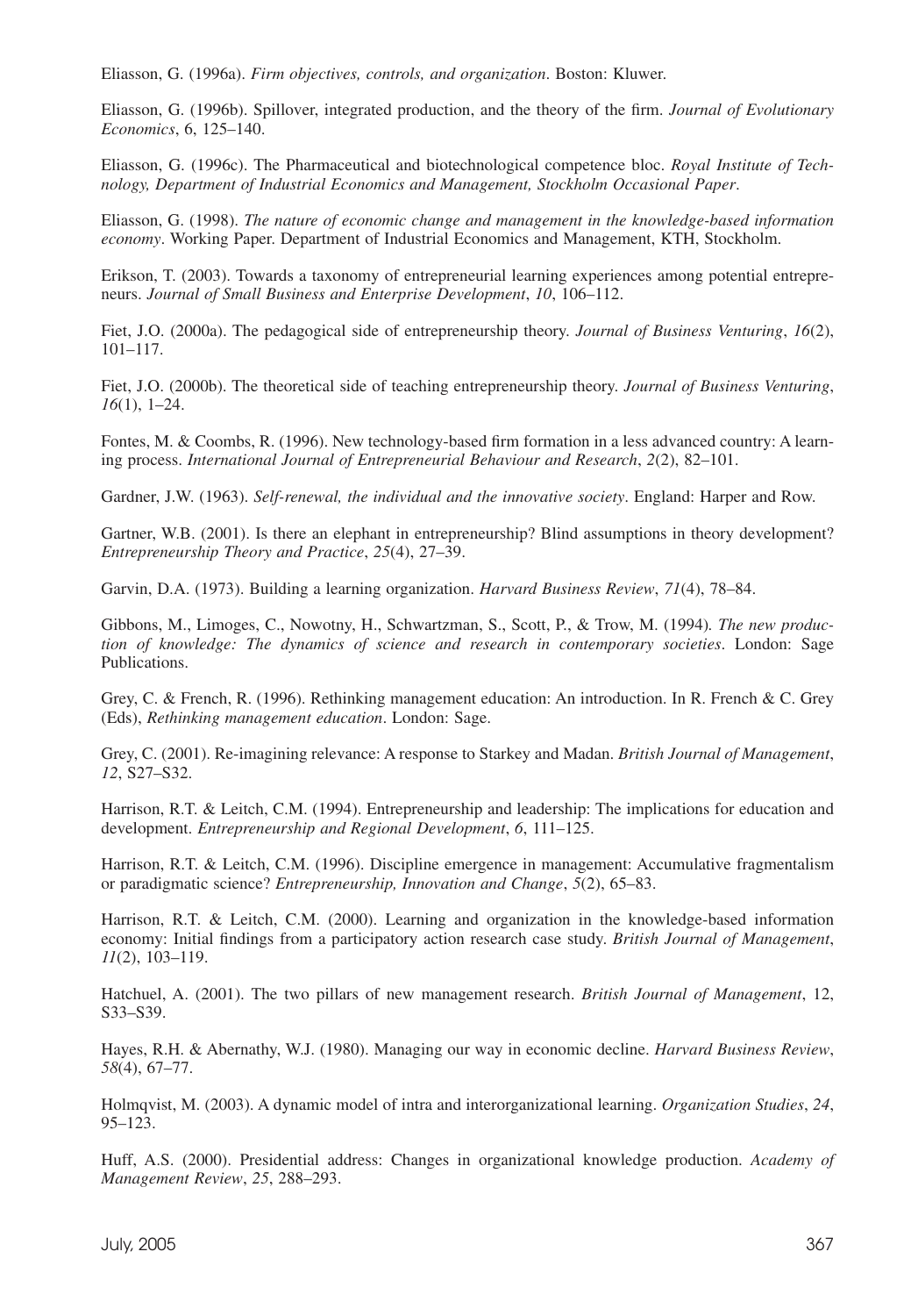Eliasson, G. (1996a). *Firm objectives, controls, and organization*. Boston: Kluwer.

Eliasson, G. (1996b). Spillover, integrated production, and the theory of the firm. *Journal of Evolutionary Economics*, 6, 125–140.

Eliasson, G. (1996c). The Pharmaceutical and biotechnological competence bloc. *Royal Institute of Technology, Department of Industrial Economics and Management, Stockholm Occasional Paper*.

Eliasson, G. (1998). *The nature of economic change and management in the knowledge-based information economy*. Working Paper. Department of Industrial Economics and Management, KTH, Stockholm.

Erikson, T. (2003). Towards a taxonomy of entrepreneurial learning experiences among potential entrepreneurs. *Journal of Small Business and Enterprise Development*, *10*, 106–112.

Fiet, J.O. (2000a). The pedagogical side of entrepreneurship theory. *Journal of Business Venturing*, *16*(2), 101–117.

Fiet, J.O. (2000b). The theoretical side of teaching entrepreneurship theory. *Journal of Business Venturing*, *16*(1), 1–24.

Fontes, M. & Coombs, R. (1996). New technology-based firm formation in a less advanced country: A learning process. *International Journal of Entrepreneurial Behaviour and Research*, *2*(2), 82–101.

Gardner, J.W. (1963). *Self-renewal, the individual and the innovative society*. England: Harper and Row.

Gartner, W.B. (2001). Is there an elephant in entrepreneurship? Blind assumptions in theory development? *Entrepreneurship Theory and Practice*, *25*(4), 27–39.

Garvin, D.A. (1973). Building a learning organization. *Harvard Business Review*, *71*(4), 78–84.

Gibbons, M., Limoges, C., Nowotny, H., Schwartzman, S., Scott, P., & Trow, M. (1994). *The new production of knowledge: The dynamics of science and research in contemporary societies*. London: Sage Publications.

Grey, C. & French, R. (1996). Rethinking management education: An introduction. In R. French & C. Grey (Eds), *Rethinking management education*. London: Sage.

Grey, C. (2001). Re-imagining relevance: A response to Starkey and Madan. *British Journal of Management*, *12*, S27–S32.

Harrison, R.T. & Leitch, C.M. (1994). Entrepreneurship and leadership: The implications for education and development. *Entrepreneurship and Regional Development*, *6*, 111–125.

Harrison, R.T. & Leitch, C.M. (1996). Discipline emergence in management: Accumulative fragmentalism or paradigmatic science? *Entrepreneurship, Innovation and Change*, *5*(2), 65–83.

Harrison, R.T. & Leitch, C.M. (2000). Learning and organization in the knowledge-based information economy: Initial findings from a participatory action research case study. *British Journal of Management*, *11*(2), 103–119.

Hatchuel, A. (2001). The two pillars of new management research. *British Journal of Management*, 12, S33–S39.

Hayes, R.H. & Abernathy, W.J. (1980). Managing our way in economic decline. *Harvard Business Review*, *58*(4), 67–77.

Holmqvist, M. (2003). A dynamic model of intra and interorganizational learning. *Organization Studies*, *24*, 95–123.

Huff, A.S. (2000). Presidential address: Changes in organizational knowledge production. *Academy of Management Review*, *25*, 288–293.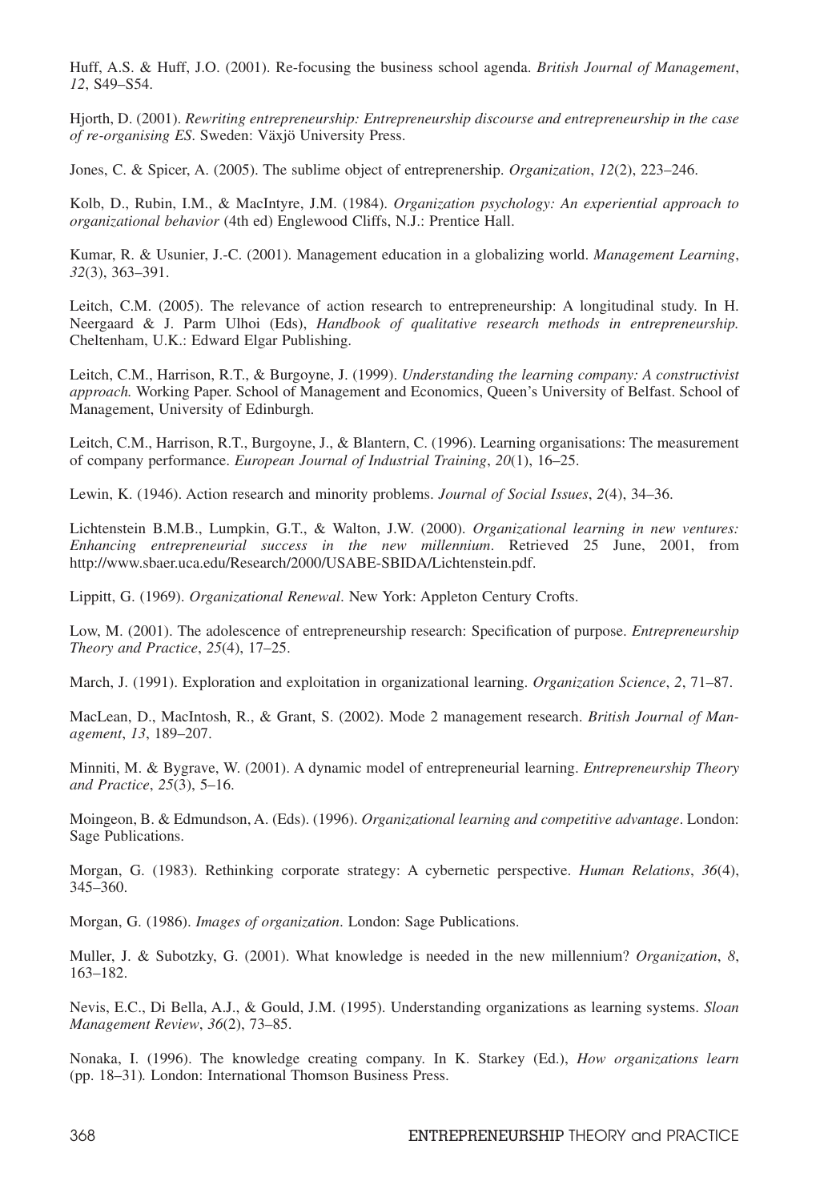Huff, A.S. & Huff, J.O. (2001). Re-focusing the business school agenda. *British Journal of Management*, *12*, S49–S54.

Hjorth, D. (2001). *Rewriting entrepreneurship: Entrepreneurship discourse and entrepreneurship in the case of re-organising ES*. Sweden: Växjö University Press.

Jones, C. & Spicer, A. (2005). The sublime object of entreprenership. *Organization*, *12*(2), 223–246.

Kolb, D., Rubin, I.M., & MacIntyre, J.M. (1984). *Organization psychology: An experiential approach to organizational behavior* (4th ed) Englewood Cliffs, N.J.: Prentice Hall.

Kumar, R. & Usunier, J.-C. (2001). Management education in a globalizing world. *Management Learning*, *32*(3), 363–391.

Leitch, C.M. (2005). The relevance of action research to entrepreneurship: A longitudinal study. In H. Neergaard & J. Parm Ulhoi (Eds), *Handbook of qualitative research methods in entrepreneurship.* Cheltenham, U.K.: Edward Elgar Publishing.

Leitch, C.M., Harrison, R.T., & Burgoyne, J. (1999). *Understanding the learning company: A constructivist approach.* Working Paper. School of Management and Economics, Queen's University of Belfast. School of Management, University of Edinburgh.

Leitch, C.M., Harrison, R.T., Burgoyne, J., & Blantern, C. (1996). Learning organisations: The measurement of company performance. *European Journal of Industrial Training*, *20*(1), 16–25.

Lewin, K. (1946). Action research and minority problems. *Journal of Social Issues*, *2*(4), 34–36.

Lichtenstein B.M.B., Lumpkin, G.T., & Walton, J.W. (2000). *Organizational learning in new ventures: Enhancing entrepreneurial success in the new millennium*. Retrieved 25 June, 2001, from http://www.sbaer.uca.edu/Research/2000/USABE-SBIDA/Lichtenstein.pdf.

Lippitt, G. (1969). *Organizational Renewal*. New York: Appleton Century Crofts.

Low, M. (2001). The adolescence of entrepreneurship research: Specification of purpose. *Entrepreneurship Theory and Practice*, *25*(4), 17–25.

March, J. (1991). Exploration and exploitation in organizational learning. *Organization Science*, *2*, 71–87.

MacLean, D., MacIntosh, R., & Grant, S. (2002). Mode 2 management research. *British Journal of Management*, *13*, 189–207.

Minniti, M. & Bygrave, W. (2001). A dynamic model of entrepreneurial learning. *Entrepreneurship Theory and Practice*, *25*(3), 5–16.

Moingeon, B. & Edmundson, A. (Eds). (1996). *Organizational learning and competitive advantage*. London: Sage Publications.

Morgan, G. (1983). Rethinking corporate strategy: A cybernetic perspective. *Human Relations*, *36*(4), 345–360.

Morgan, G. (1986). *Images of organization*. London: Sage Publications.

Muller, J. & Subotzky, G. (2001). What knowledge is needed in the new millennium? *Organization*, *8*, 163–182.

Nevis, E.C., Di Bella, A.J., & Gould, J.M. (1995). Understanding organizations as learning systems. *Sloan Management Review*, *36*(2), 73–85.

Nonaka, I. (1996). The knowledge creating company. In K. Starkey (Ed.), *How organizations learn* (pp. 18–31)*.* London: International Thomson Business Press.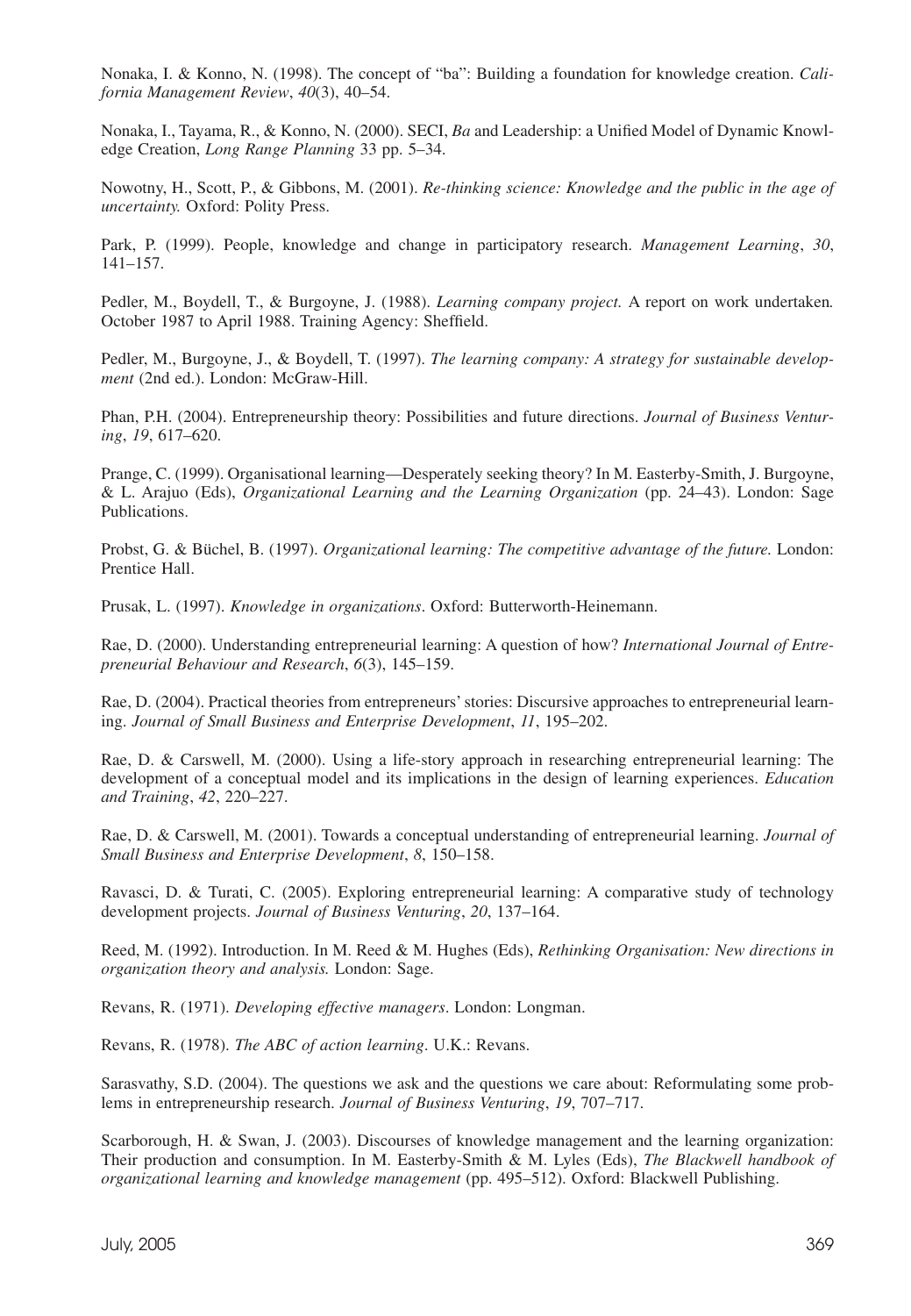Nonaka, I. & Konno, N. (1998). The concept of "ba": Building a foundation for knowledge creation. *California Management Review*, *40*(3), 40–54.

Nonaka, I., Tayama, R., & Konno, N. (2000). SECI, *Ba* and Leadership: a Unified Model of Dynamic Knowledge Creation, *Long Range Planning* 33 pp. 5–34.

Nowotny, H., Scott, P., & Gibbons, M. (2001). *Re-thinking science: Knowledge and the public in the age of uncertainty.* Oxford: Polity Press.

Park, P. (1999). People, knowledge and change in participatory research. *Management Learning*, *30*, 141–157.

Pedler, M., Boydell, T., & Burgoyne, J. (1988). *Learning company project.* A report on work undertaken*.* October 1987 to April 1988. Training Agency: Sheffield.

Pedler, M., Burgoyne, J., & Boydell, T. (1997). *The learning company: A strategy for sustainable development* (2nd ed.). London: McGraw-Hill.

Phan, P.H. (2004). Entrepreneurship theory: Possibilities and future directions. *Journal of Business Venturing*, *19*, 617–620.

Prange, C. (1999). Organisational learning—Desperately seeking theory? In M. Easterby-Smith, J. Burgoyne, & L. Arajuo (Eds), *Organizational Learning and the Learning Organization* (pp. 24–43). London: Sage Publications.

Probst, G. & Büchel, B. (1997). *Organizational learning: The competitive advantage of the future.* London: Prentice Hall.

Prusak, L. (1997). *Knowledge in organizations*. Oxford: Butterworth-Heinemann.

Rae, D. (2000). Understanding entrepreneurial learning: A question of how? *International Journal of Entrepreneurial Behaviour and Research*, *6*(3), 145–159.

Rae, D. (2004). Practical theories from entrepreneurs' stories: Discursive approaches to entrepreneurial learning. *Journal of Small Business and Enterprise Development*, *11*, 195–202.

Rae, D. & Carswell, M. (2000). Using a life-story approach in researching entrepreneurial learning: The development of a conceptual model and its implications in the design of learning experiences. *Education and Training*, *42*, 220–227.

Rae, D. & Carswell, M. (2001). Towards a conceptual understanding of entrepreneurial learning. *Journal of Small Business and Enterprise Development*, *8*, 150–158.

Ravasci, D. & Turati, C. (2005). Exploring entrepreneurial learning: A comparative study of technology development projects. *Journal of Business Venturing*, *20*, 137–164.

Reed, M. (1992). Introduction. In M. Reed & M. Hughes (Eds), *Rethinking Organisation: New directions in organization theory and analysis.* London: Sage.

Revans, R. (1971). *Developing effective managers*. London: Longman.

Revans, R. (1978). *The ABC of action learning*. U.K.: Revans.

Sarasvathy, S.D. (2004). The questions we ask and the questions we care about: Reformulating some problems in entrepreneurship research. *Journal of Business Venturing*, *19*, 707–717.

Scarborough, H. & Swan, J. (2003). Discourses of knowledge management and the learning organization: Their production and consumption. In M. Easterby-Smith & M. Lyles (Eds), *The Blackwell handbook of organizational learning and knowledge management* (pp. 495–512). Oxford: Blackwell Publishing.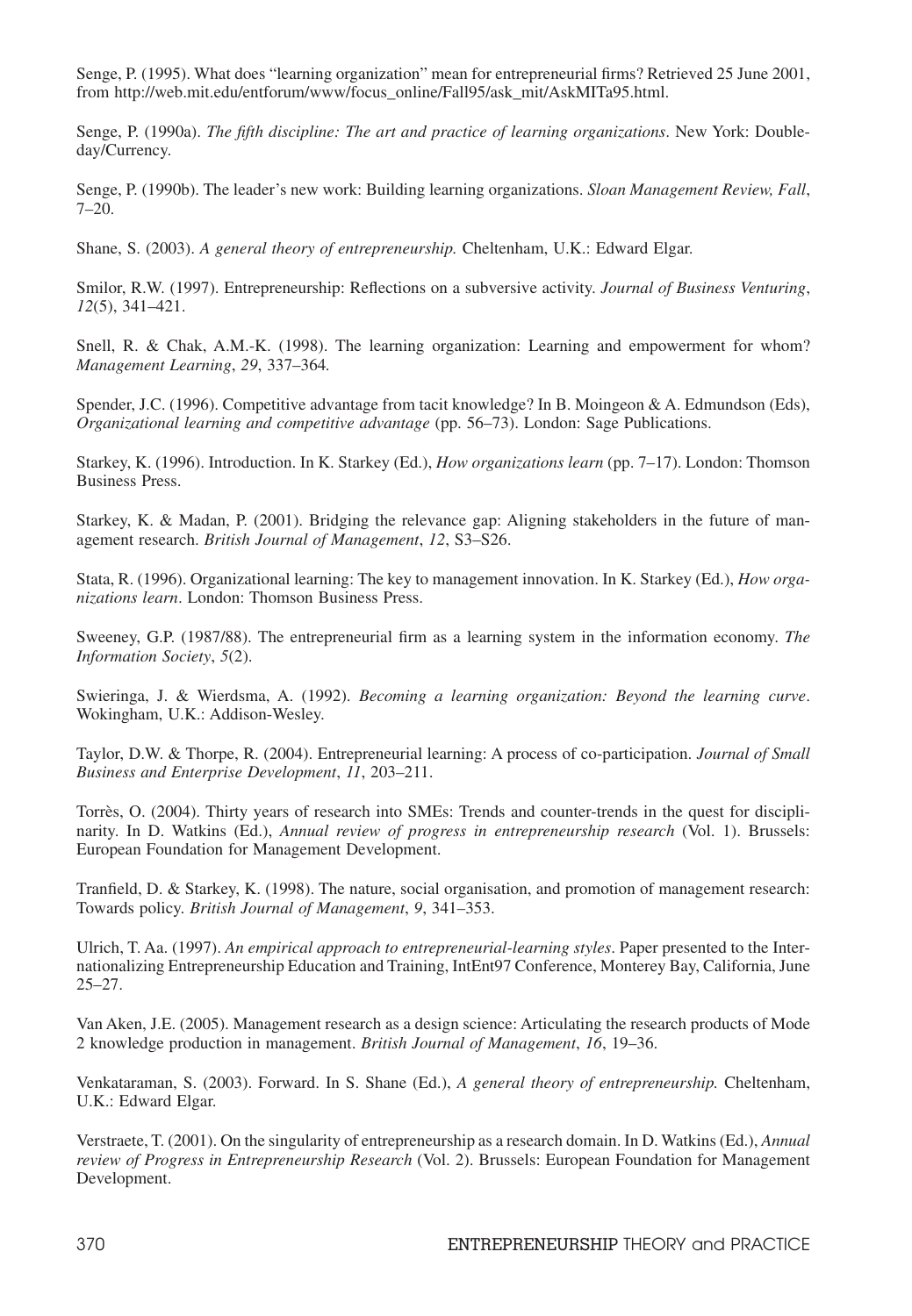Senge, P. (1995). What does "learning organization" mean for entrepreneurial firms? Retrieved 25 June 2001, from http://web.mit.edu/entforum/www/focus_online/Fall95/ask_mit/AskMITa95.html.

Senge, P. (1990a). *The fifth discipline: The art and practice of learning organizations*. New York: Doubleday/Currency.

Senge, P. (1990b). The leader's new work: Building learning organizations. *Sloan Management Review, Fall*, 7–20.

Shane, S. (2003). *A general theory of entrepreneurship.* Cheltenham, U.K.: Edward Elgar.

Smilor, R.W. (1997). Entrepreneurship: Reflections on a subversive activity. *Journal of Business Venturing*, *12*(5), 341–421.

Snell, R. & Chak, A.M.-K. (1998). The learning organization: Learning and empowerment for whom? *Management Learning*, *29*, 337–364.

Spender, J.C. (1996). Competitive advantage from tacit knowledge? In B. Moingeon & A. Edmundson (Eds), *Organizational learning and competitive advantage* (pp. 56–73). London: Sage Publications.

Starkey, K. (1996). Introduction. In K. Starkey (Ed.), *How organizations learn* (pp. 7–17). London: Thomson Business Press.

Starkey, K. & Madan, P. (2001). Bridging the relevance gap: Aligning stakeholders in the future of management research. *British Journal of Management*, *12*, S3–S26.

Stata, R. (1996). Organizational learning: The key to management innovation. In K. Starkey (Ed.), *How organizations learn*. London: Thomson Business Press.

Sweeney, G.P. (1987/88). The entrepreneurial firm as a learning system in the information economy. *The Information Society*, *5*(2).

Swieringa, J. & Wierdsma, A. (1992). *Becoming a learning organization: Beyond the learning curve*. Wokingham, U.K.: Addison-Wesley.

Taylor, D.W. & Thorpe, R. (2004). Entrepreneurial learning: A process of co-participation. *Journal of Small Business and Enterprise Development*, *11*, 203–211.

Torrès, O. (2004). Thirty years of research into SMEs: Trends and counter-trends in the quest for disciplinarity. In D. Watkins (Ed.), *Annual review of progress in entrepreneurship research* (Vol. 1). Brussels: European Foundation for Management Development.

Tranfield, D. & Starkey, K. (1998). The nature, social organisation, and promotion of management research: Towards policy. *British Journal of Management*, *9*, 341–353.

Ulrich, T. Aa. (1997). *An empirical approach to entrepreneurial-learning styles*. Paper presented to the Internationalizing Entrepreneurship Education and Training, IntEnt97 Conference, Monterey Bay, California, June 25–27.

Van Aken, J.E. (2005). Management research as a design science: Articulating the research products of Mode 2 knowledge production in management. *British Journal of Management*, *16*, 19–36.

Venkataraman, S. (2003). Forward. In S. Shane (Ed.), *A general theory of entrepreneurship.* Cheltenham, U.K.: Edward Elgar.

Verstraete, T. (2001). On the singularity of entrepreneurship as a research domain. In D. Watkins (Ed.), *Annual review of Progress in Entrepreneurship Research* (Vol. 2). Brussels: European Foundation for Management Development.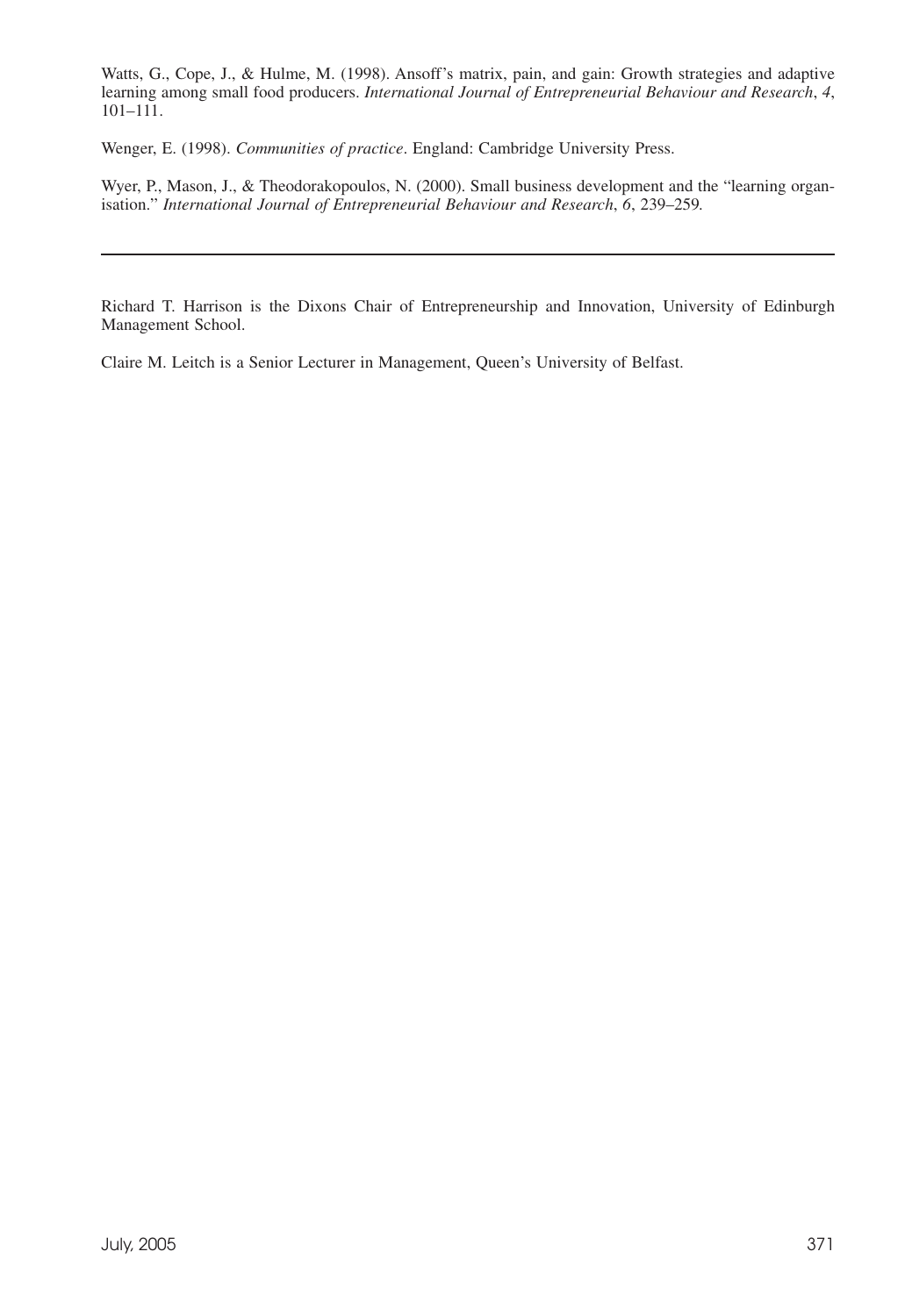Watts, G., Cope, J., & Hulme, M. (1998). Ansoff's matrix, pain, and gain: Growth strategies and adaptive learning among small food producers. *International Journal of Entrepreneurial Behaviour and Research*, *4*, 101–111.

Wenger, E. (1998). *Communities of practice*. England: Cambridge University Press.

Wyer, P., Mason, J., & Theodorakopoulos, N. (2000). Small business development and the "learning organisation." *International Journal of Entrepreneurial Behaviour and Research*, *6*, 239–259.

---

Richard T. Harrison is the Dixons Chair of Entrepreneurship and Innovation, University of Edinburgh Management School.

Claire M. Leitch is a Senior Lecturer in Management, Queen's University of Belfast.